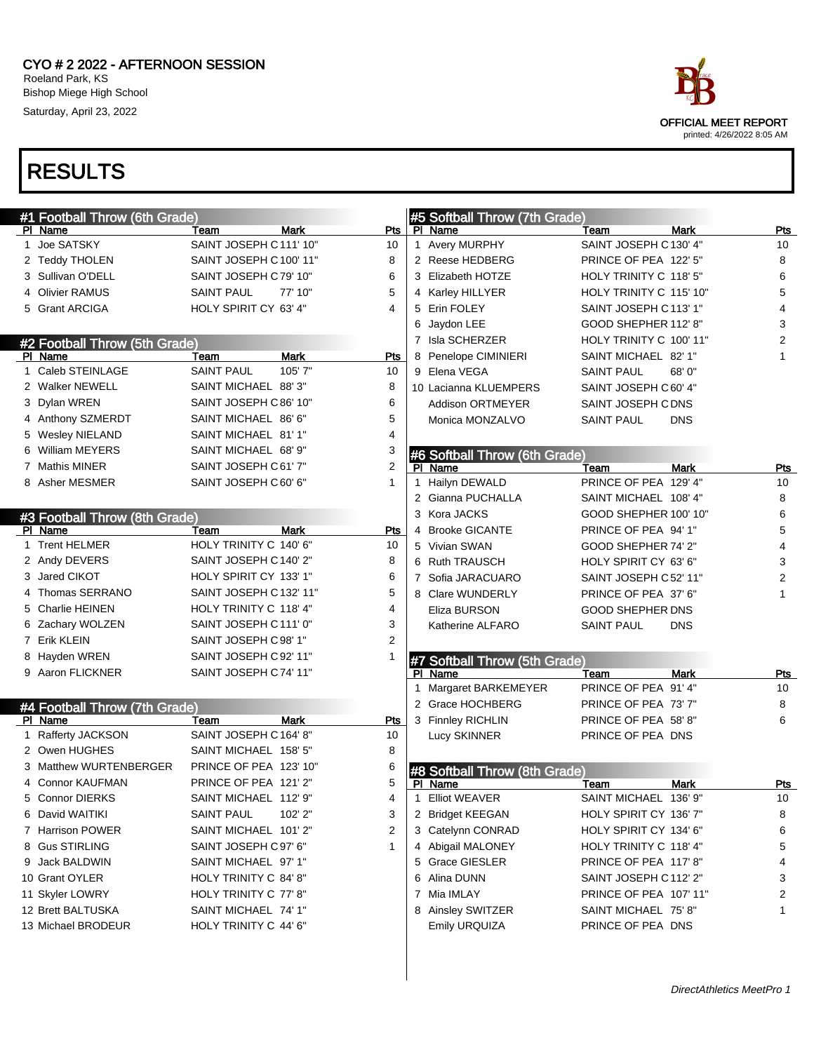CYO # 2 2022 - AFTERNOON SESSION
Roeland Park, KS
Bishop Miege High School
Saturday, April 23, 2022

OFFICIAL MEET REPORT
printed: 4/26/2022 8:05 AM

# RESULTS

## #1 Football Throw (6th Grade)

| Pl | Name | Team | Mark | Pts |
|---|---|---|---|---|
| 1 | Joe SATSKY | SAINT JOSEPH C | 111' 10" | 10 |
| 2 | Teddy THOLEN | SAINT JOSEPH C | 100' 11" | 8 |
| 3 | Sullivan O'DELL | SAINT JOSEPH C | 79' 10" | 6 |
| 4 | Olivier RAMUS | SAINT PAUL | 77' 10" | 5 |
| 5 | Grant ARCIGA | HOLY SPIRIT CY | 63' 4" | 4 |

## #2 Football Throw (5th Grade)

| Pl | Name | Team | Mark | Pts |
|---|---|---|---|---|
| 1 | Caleb STEINLAGE | SAINT PAUL | 105' 7" | 10 |
| 2 | Walker NEWELL | SAINT MICHAEL | 88' 3" | 8 |
| 3 | Dylan WREN | SAINT JOSEPH C | 86' 10" | 6 |
| 4 | Anthony SZMERDT | SAINT MICHAEL | 86' 6" | 5 |
| 5 | Wesley NIELAND | SAINT MICHAEL | 81' 1" | 4 |
| 6 | William MEYERS | SAINT MICHAEL | 68' 9" | 3 |
| 7 | Mathis MINER | SAINT JOSEPH C | 61' 7" | 2 |
| 8 | Asher MESMER | SAINT JOSEPH C | 60' 6" | 1 |

## #3 Football Throw (8th Grade)

| Pl | Name | Team | Mark | Pts |
|---|---|---|---|---|
| 1 | Trent HELMER | HOLY TRINITY C | 140' 6" | 10 |
| 2 | Andy DEVERS | SAINT JOSEPH C | 140' 2" | 8 |
| 3 | Jared CIKOT | HOLY SPIRIT CY | 133' 1" | 6 |
| 4 | Thomas SERRANO | SAINT JOSEPH C | 132' 11" | 5 |
| 5 | Charlie HEINEN | HOLY TRINITY C | 118' 4" | 4 |
| 6 | Zachary WOLZEN | SAINT JOSEPH C | 111' 0" | 3 |
| 7 | Erik KLEIN | SAINT JOSEPH C | 98' 1" | 2 |
| 8 | Hayden WREN | SAINT JOSEPH C | 92' 11" | 1 |
| 9 | Aaron FLICKNER | SAINT JOSEPH C | 74' 11" | |

## #4 Football Throw (7th Grade)

| Pl | Name | Team | Mark | Pts |
|---|---|---|---|---|
| 1 | Rafferty JACKSON | SAINT JOSEPH C | 164' 8" | 10 |
| 2 | Owen HUGHES | SAINT MICHAEL | 158' 5" | 8 |
| 3 | Matthew WURTENBERGER | PRINCE OF PEA | 123' 10" | 6 |
| 4 | Connor KAUFMAN | PRINCE OF PEA | 121' 2" | 5 |
| 5 | Connor DIERKS | SAINT MICHAEL | 112' 9" | 4 |
| 6 | David WAITIKI | SAINT PAUL | 102' 2" | 3 |
| 7 | Harrison POWER | SAINT MICHAEL | 101' 2" | 2 |
| 8 | Gus STIRLING | SAINT JOSEPH C | 97' 6" | 1 |
| 9 | Jack BALDWIN | SAINT MICHAEL | 97' 1" | |
| 10 | Grant OYLER | HOLY TRINITY C | 84' 8" | |
| 11 | Skyler LOWRY | HOLY TRINITY C | 77' 8" | |
| 12 | Brett BALTUSKA | SAINT MICHAEL | 74' 1" | |
| 13 | Michael BRODEUR | HOLY TRINITY C | 44' 6" | |

## #5 Softball Throw (7th Grade)

| Pl | Name | Team | Mark | Pts |
|---|---|---|---|---|
| 1 | Avery MURPHY | SAINT JOSEPH C | 130' 4" | 10 |
| 2 | Reese HEDBERG | PRINCE OF PEA | 122' 5" | 8 |
| 3 | Elizabeth HOTZE | HOLY TRINITY C | 118' 5" | 6 |
| 4 | Karley HILLYER | HOLY TRINITY C | 115' 10" | 5 |
| 5 | Erin FOLEY | SAINT JOSEPH C | 113' 1" | 4 |
| 6 | Jaydon LEE | GOOD SHEPHER | 112' 8" | 3 |
| 7 | Isla SCHERZER | HOLY TRINITY C | 100' 11" | 2 |
| 8 | Penelope CIMINIERI | SAINT MICHAEL | 82' 1" | 1 |
| 9 | Elena VEGA | SAINT PAUL | 68' 0" | |
| 10 | Lacianna KLUEMPERS | SAINT JOSEPH C | 60' 4" | |
| | Addison ORTMEYER | SAINT JOSEPH C | DNS | |
| | Monica MONZALVO | SAINT PAUL | DNS | |

## #6 Softball Throw (6th Grade)

| Pl | Name | Team | Mark | Pts |
|---|---|---|---|---|
| 1 | Hailyn DEWALD | PRINCE OF PEA | 129' 4" | 10 |
| 2 | Gianna PUCHALLA | SAINT MICHAEL | 108' 4" | 8 |
| 3 | Kora JACKS | GOOD SHEPHER | 100' 10" | 6 |
| 4 | Brooke GICANTE | PRINCE OF PEA | 94' 1" | 5 |
| 5 | Vivian SWAN | GOOD SHEPHER | 74' 2" | 4 |
| 6 | Ruth TRAUSCH | HOLY SPIRIT CY | 63' 6" | 3 |
| 7 | Sofia JARACUARO | SAINT JOSEPH C | 52' 11" | 2 |
| 8 | Clare WUNDERLY | PRINCE OF PEA | 37' 6" | 1 |
| | Eliza BURSON | GOOD SHEPHER | DNS | |
| | Katherine ALFARO | SAINT PAUL | DNS | |

## #7 Softball Throw (5th Grade)

| Pl | Name | Team | Mark | Pts |
|---|---|---|---|---|
| 1 | Margaret BARKEMEYER | PRINCE OF PEA | 91' 4" | 10 |
| 2 | Grace HOCHBERG | PRINCE OF PEA | 73' 7" | 8 |
| 3 | Finnley RICHLIN | PRINCE OF PEA | 58' 8" | 6 |
| | Lucy SKINNER | PRINCE OF PEA | DNS | |

## #8 Softball Throw (8th Grade)

| Pl | Name | Team | Mark | Pts |
|---|---|---|---|---|
| 1 | Elliot WEAVER | SAINT MICHAEL | 136' 9" | 10 |
| 2 | Bridget KEEGAN | HOLY SPIRIT CY | 136' 7" | 8 |
| 3 | Catelynn CONRAD | HOLY SPIRIT CY | 134' 6" | 6 |
| 4 | Abigail MALONEY | HOLY TRINITY C | 118' 4" | 5 |
| 5 | Grace GIESLER | PRINCE OF PEA | 117' 8" | 4 |
| 6 | Alina DUNN | SAINT JOSEPH C | 112' 2" | 3 |
| 7 | Mia IMLAY | PRINCE OF PEA | 107' 11" | 2 |
| 8 | Ainsley SWITZER | SAINT MICHAEL | 75' 8" | 1 |
| | Emily URQUIZA | PRINCE OF PEA | DNS | |

*DirectAthletics MeetPro 1*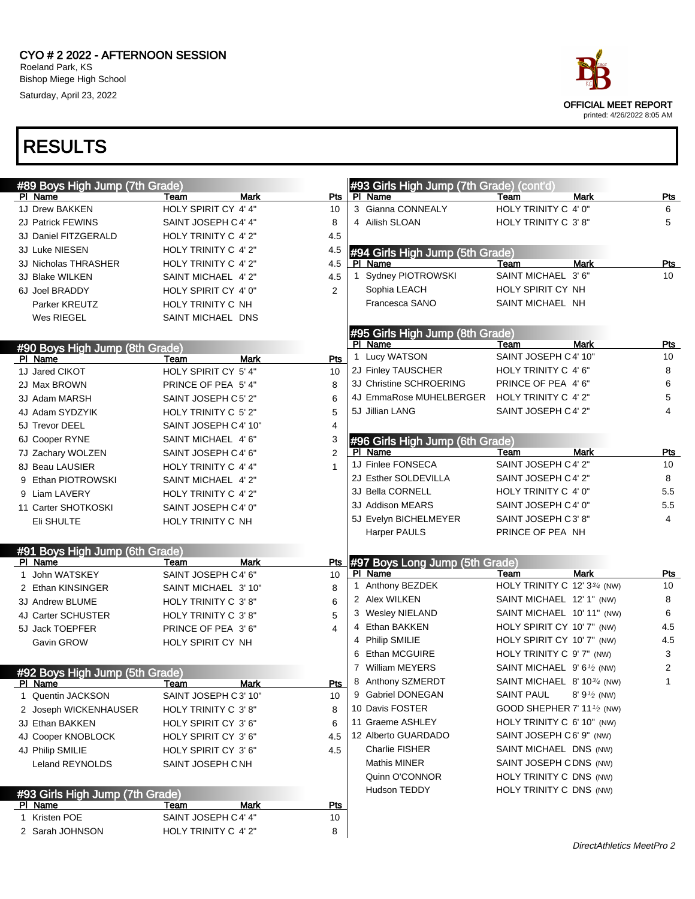CYO # 2 2022 - AFTERNOON SESSION
Roeland Park, KS
Bishop Miege High School
Saturday, April 23, 2022

OFFICIAL MEET REPORT
printed: 4/26/2022 8:05 AM

# RESULTS

## #89 Boys High Jump (7th Grade)

| Pl | Name | Team | Mark | Pts |
|---|---|---|---|---|
| 1J | Drew BAKKEN | HOLY SPIRIT CY | 4' 4" | 10 |
| 2J | Patrick FEWINS | SAINT JOSEPH C | 4' 4" | 8 |
| 3J | Daniel FITZGERALD | HOLY TRINITY C | 4' 2" | 4.5 |
| 3J | Luke NIESEN | HOLY TRINITY C | 4' 2" | 4.5 |
| 3J | Nicholas THRASHER | HOLY TRINITY C | 4' 2" | 4.5 |
| 3J | Blake WILKEN | SAINT MICHAEL | 4' 2" | 4.5 |
| 6J | Joel BRADDY | HOLY SPIRIT CY | 4' 0" | 2 |
| | Parker KREUTZ | HOLY TRINITY C | NH | |
| | Wes RIEGEL | SAINT MICHAEL | DNS | |

## #90 Boys High Jump (8th Grade)

| Pl | Name | Team | Mark | Pts |
|---|---|---|---|---|
| 1J | Jared CIKOT | HOLY SPIRIT CY | 5' 4" | 10 |
| 2J | Max BROWN | PRINCE OF PEA | 5' 4" | 8 |
| 3J | Adam MARSH | SAINT JOSEPH C | 5' 2" | 6 |
| 4J | Adam SYDZYIK | HOLY TRINITY C | 5' 2" | 5 |
| 5J | Trevor DEEL | SAINT JOSEPH C | 4' 10" | 4 |
| 6J | Cooper RYNE | SAINT MICHAEL | 4' 6" | 3 |
| 7J | Zachary WOLZEN | SAINT JOSEPH C | 4' 6" | 2 |
| 8J | Beau LAUSIER | HOLY TRINITY C | 4' 4" | 1 |
| 9 | Ethan PIOTROWSKI | SAINT MICHAEL | 4' 2" | |
| 9 | Liam LAVERY | HOLY TRINITY C | 4' 2" | |
| 11 | Carter SHOTKOSKI | SAINT JOSEPH C | 4' 0" | |
| | Eli SHULTE | HOLY TRINITY C | NH | |

## #91 Boys High Jump (6th Grade)

| Pl | Name | Team | Mark | Pts |
|---|---|---|---|---|
| 1 | John WATSKEY | SAINT JOSEPH C | 4' 6" | 10 |
| 2 | Ethan KINSINGER | SAINT MICHAEL | 3' 10" | 8 |
| 3J | Andrew BLUME | HOLY TRINITY C | 3' 8" | 6 |
| 4J | Carter SCHUSTER | HOLY TRINITY C | 3' 8" | 5 |
| 5J | Jack TOEPFER | PRINCE OF PEA | 3' 6" | 4 |
| | Gavin GROW | HOLY SPIRIT CY | NH | |

## #92 Boys High Jump (5th Grade)

| Pl | Name | Team | Mark | Pts |
|---|---|---|---|---|
| 1 | Quentin JACKSON | SAINT JOSEPH C | 3' 10" | 10 |
| 2 | Joseph WICKENHAUSER | HOLY TRINITY C | 3' 8" | 8 |
| 3J | Ethan BAKKEN | HOLY SPIRIT CY | 3' 6" | 6 |
| 4J | Cooper KNOBLOCK | HOLY SPIRIT CY | 3' 6" | 4.5 |
| 4J | Philip SMILIE | HOLY SPIRIT CY | 3' 6" | 4.5 |
| | Leland REYNOLDS | SAINT JOSEPH C | NH | |

## #93 Girls High Jump (7th Grade)

| Pl | Name | Team | Mark | Pts |
|---|---|---|---|---|
| 1 | Kristen POE | SAINT JOSEPH C | 4' 4" | 10 |
| 2 | Sarah JOHNSON | HOLY TRINITY C | 4' 2" | 8 |
| 3 | Gianna CONNEALY | HOLY TRINITY C | 4' 0" | 6 |
| 4 | Ailish SLOAN | HOLY TRINITY C | 3' 8" | 5 |

## #94 Girls High Jump (5th Grade)

| Pl | Name | Team | Mark | Pts |
|---|---|---|---|---|
| 1 | Sydney PIOTROWSKI | SAINT MICHAEL | 3' 6" | 10 |
| | Sophia LEACH | HOLY SPIRIT CY | NH | |
| | Francesca SANO | SAINT MICHAEL | NH | |

## #95 Girls High Jump (8th Grade)

| Pl | Name | Team | Mark | Pts |
|---|---|---|---|---|
| 1 | Lucy WATSON | SAINT JOSEPH C | 4' 10" | 10 |
| 2J | Finley TAUSCHER | HOLY TRINITY C | 4' 6" | 8 |
| 3J | Christine SCHROERING | PRINCE OF PEA | 4' 6" | 6 |
| 4J | EmmaRose MUHELBERGER | HOLY TRINITY C | 4' 2" | 5 |
| 5J | Jillian LANG | SAINT JOSEPH C | 4' 2" | 4 |

## #96 Girls High Jump (6th Grade)

| Pl | Name | Team | Mark | Pts |
|---|---|---|---|---|
| 1J | Finlee FONSECA | SAINT JOSEPH C | 4' 2" | 10 |
| 2J | Esther SOLDEVILLA | SAINT JOSEPH C | 4' 2" | 8 |
| 3J | Bella CORNELL | HOLY TRINITY C | 4' 0" | 5.5 |
| 3J | Addison MEARS | SAINT JOSEPH C | 4' 0" | 5.5 |
| 5J | Evelyn BICHELMEYER | SAINT JOSEPH C | 3' 8" | 4 |
| | Harper PAULS | PRINCE OF PEA | NH | |

## #97 Boys Long Jump (5th Grade)

| Pl | Name | Team | Mark | Pts |
|---|---|---|---|---|
| 1 | Anthony BEZDEK | HOLY TRINITY C | 12' 3¾ (NW) | 10 |
| 2 | Alex WILKEN | SAINT MICHAEL | 12' 1" (NW) | 8 |
| 3 | Wesley NIELAND | SAINT MICHAEL | 10' 11" (NW) | 6 |
| 4 | Ethan BAKKEN | HOLY SPIRIT CY | 10' 7" (NW) | 4.5 |
| 4 | Philip SMILIE | HOLY SPIRIT CY | 10' 7" (NW) | 4.5 |
| 6 | Ethan MCGUIRE | HOLY TRINITY C | 9' 7" (NW) | 3 |
| 7 | William MEYERS | SAINT MICHAEL | 9' 6½ (NW) | 2 |
| 8 | Anthony SZMERDT | SAINT MICHAEL | 8' 10¾ (NW) | 1 |
| 9 | Gabriel DONEGAN | SAINT PAUL | 8' 9½ (NW) | |
| 10 | Davis FOSTER | GOOD SHEPHER | 7' 11½ (NW) | |
| 11 | Graeme ASHLEY | HOLY TRINITY C | 6' 10" (NW) | |
| 12 | Alberto GUARDADO | SAINT JOSEPH C | 6' 9" (NW) | |
| | Charlie FISHER | SAINT MICHAEL | DNS (NW) | |
| | Mathis MINER | SAINT JOSEPH C | DNS (NW) | |
| | Quinn O'CONNOR | HOLY TRINITY C | DNS (NW) | |
| | Hudson TEDDY | HOLY TRINITY C | DNS (NW) | |

*DirectAthletics MeetPro 2*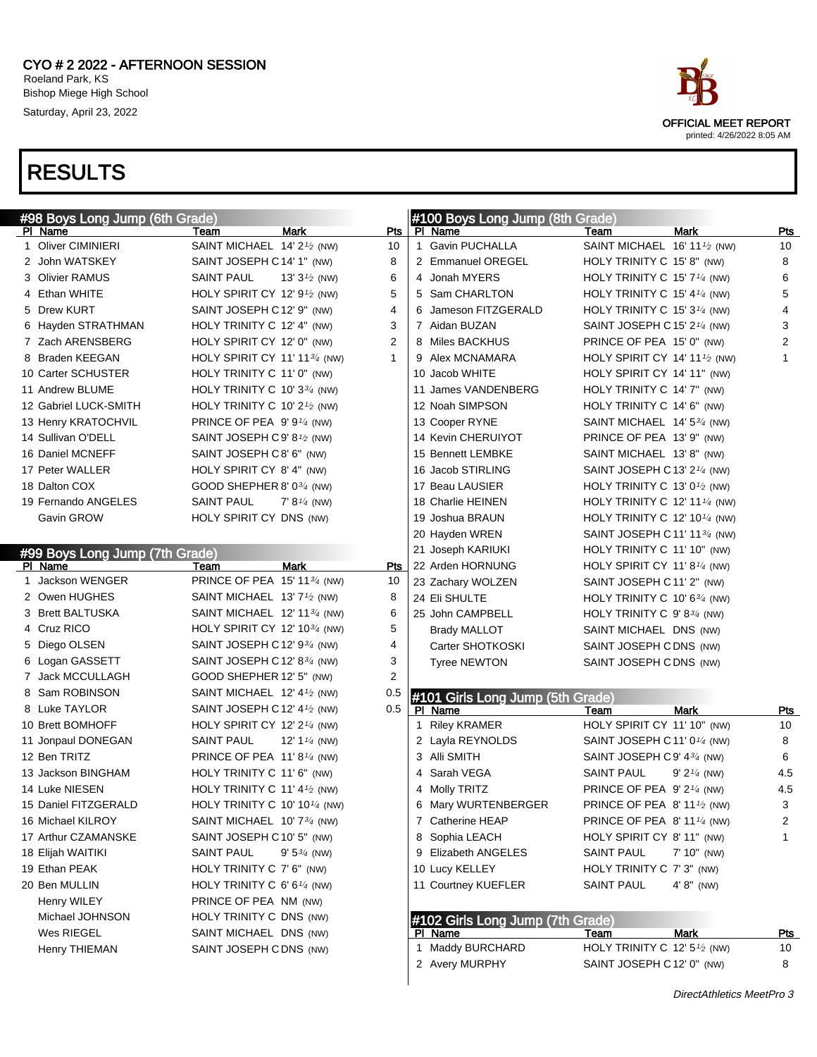CYO # 2 2022 - AFTERNOON SESSION
Roeland Park, KS
Bishop Miege High School
Saturday, April 23, 2022

OFFICIAL MEET REPORT
printed: 4/26/2022 8:05 AM

# RESULTS

## #98 Boys Long Jump (6th Grade)

| Pl | Name | Team | Mark | Pts |
|---|---|---|---|---|
| 1 | Oliver CIMINIERI | SAINT MICHAEL | 14' 2½ (NW) | 10 |
| 2 | John WATSKEY | SAINT JOSEPH C | 14' 1" (NW) | 8 |
| 3 | Olivier RAMUS | SAINT PAUL | 13' 3½ (NW) | 6 |
| 4 | Ethan WHITE | HOLY SPIRIT CY | 12' 9½ (NW) | 5 |
| 5 | Drew KURT | SAINT JOSEPH C | 12' 9" (NW) | 4 |
| 6 | Hayden STRATHMAN | HOLY TRINITY C | 12' 4" (NW) | 3 |
| 7 | Zach ARENSBERG | HOLY SPIRIT CY | 12' 0" (NW) | 2 |
| 8 | Braden KEEGAN | HOLY SPIRIT CY | 11' 11¾ (NW) | 1 |
| 10 | Carter SCHUSTER | HOLY TRINITY C | 11' 0" (NW) | |
| 11 | Andrew BLUME | HOLY TRINITY C | 10' 3¾ (NW) | |
| 12 | Gabriel LUCK-SMITH | HOLY TRINITY C | 10' 2½ (NW) | |
| 13 | Henry KRATOCHVIL | PRINCE OF PEA | 9' 9¼ (NW) | |
| 14 | Sullivan O'DELL | SAINT JOSEPH C | 9' 8½ (NW) | |
| 16 | Daniel MCNEFF | SAINT JOSEPH C | 8' 6" (NW) | |
| 17 | Peter WALLER | HOLY SPIRIT CY | 8' 4" (NW) | |
| 18 | Dalton COX | GOOD SHEPHER | 8' 0¾ (NW) | |
| 19 | Fernando ANGELES | SAINT PAUL | 7' 8¼ (NW) | |
| | Gavin GROW | HOLY SPIRIT CY | DNS (NW) | |

## #99 Boys Long Jump (7th Grade)

| Pl | Name | Team | Mark | Pts |
|---|---|---|---|---|
| 1 | Jackson WENGER | PRINCE OF PEA | 15' 11¾ (NW) | 10 |
| 2 | Owen HUGHES | SAINT MICHAEL | 13' 7½ (NW) | 8 |
| 3 | Brett BALTUSKA | SAINT MICHAEL | 12' 11¾ (NW) | 6 |
| 4 | Cruz RICO | HOLY SPIRIT CY | 12' 10¾ (NW) | 5 |
| 5 | Diego OLSEN | SAINT JOSEPH C | 12' 9¾ (NW) | 4 |
| 6 | Logan GASSETT | SAINT JOSEPH C | 12' 8¾ (NW) | 3 |
| 7 | Jack MCCULLAGH | GOOD SHEPHER | 12' 5" (NW) | 2 |
| 8 | Sam ROBINSON | SAINT MICHAEL | 12' 4½ (NW) | 0.5 |
| 8 | Luke TAYLOR | SAINT JOSEPH C | 12' 4½ (NW) | 0.5 |
| 10 | Brett BOMHOFF | HOLY SPIRIT CY | 12' 2¼ (NW) | |
| 11 | Jonpaul DONEGAN | SAINT PAUL | 12' 1¼ (NW) | |
| 12 | Ben TRITZ | PRINCE OF PEA | 11' 8¼ (NW) | |
| 13 | Jackson BINGHAM | HOLY TRINITY C | 11' 6" (NW) | |
| 14 | Luke NIESEN | HOLY TRINITY C | 11' 4½ (NW) | |
| 15 | Daniel FITZGERALD | HOLY TRINITY C | 10' 10¼ (NW) | |
| 16 | Michael KILROY | SAINT MICHAEL | 10' 7¾ (NW) | |
| 17 | Arthur CZAMANSKE | SAINT JOSEPH C | 10' 5" (NW) | |
| 18 | Elijah WAITIKI | SAINT PAUL | 9' 5¾ (NW) | |
| 19 | Ethan PEAK | HOLY TRINITY C | 7' 6" (NW) | |
| 20 | Ben MULLIN | HOLY TRINITY C | 6' 6¼ (NW) | |
| | Henry WILEY | PRINCE OF PEA | NM (NW) | |
| | Michael JOHNSON | HOLY TRINITY C | DNS (NW) | |
| | Wes RIEGEL | SAINT MICHAEL | DNS (NW) | |
| | Henry THIEMAN | SAINT JOSEPH C | DNS (NW) | |

## #100 Boys Long Jump (8th Grade)

| Pl | Name | Team | Mark | Pts |
|---|---|---|---|---|
| 1 | Gavin PUCHALLA | SAINT MICHAEL | 16' 11½ (NW) | 10 |
| 2 | Emmanuel OREGEL | HOLY TRINITY C | 15' 8" (NW) | 8 |
| 4 | Jonah MYERS | HOLY TRINITY C | 15' 7¼ (NW) | 6 |
| 5 | Sam CHARLTON | HOLY TRINITY C | 15' 4¼ (NW) | 5 |
| 6 | Jameson FITZGERALD | HOLY TRINITY C | 15' 3¼ (NW) | 4 |
| 7 | Aidan BUZAN | SAINT JOSEPH C | 15' 2¼ (NW) | 3 |
| 8 | Miles BACKHUS | PRINCE OF PEA | 15' 0" (NW) | 2 |
| 9 | Alex MCNAMARA | HOLY SPIRIT CY | 14' 11½ (NW) | 1 |
| 10 | Jacob WHITE | HOLY SPIRIT CY | 14' 11" (NW) | |
| 11 | James VANDENBERG | HOLY TRINITY C | 14' 7" (NW) | |
| 12 | Noah SIMPSON | HOLY TRINITY C | 14' 6" (NW) | |
| 13 | Cooper RYNE | SAINT MICHAEL | 14' 5¾ (NW) | |
| 14 | Kevin CHERUIYOT | PRINCE OF PEA | 13' 9" (NW) | |
| 15 | Bennett LEMBKE | SAINT MICHAEL | 13' 8" (NW) | |
| 16 | Jacob STIRLING | SAINT JOSEPH C | 13' 2¼ (NW) | |
| 17 | Beau LAUSIER | HOLY TRINITY C | 13' 0½ (NW) | |
| 18 | Charlie HEINEN | HOLY TRINITY C | 12' 11¼ (NW) | |
| 19 | Joshua BRAUN | HOLY TRINITY C | 12' 10¼ (NW) | |
| 20 | Hayden WREN | SAINT JOSEPH C | 11' 11¾ (NW) | |
| 21 | Joseph KARIUKI | HOLY TRINITY C | 11' 10" (NW) | |
| 22 | Arden HORNUNG | HOLY SPIRIT CY | 11' 8¼ (NW) | |
| 23 | Zachary WOLZEN | SAINT JOSEPH C | 11' 2" (NW) | |
| 24 | Eli SHULTE | HOLY TRINITY C | 10' 6¾ (NW) | |
| 25 | John CAMPBELL | HOLY TRINITY C | 9' 8¾ (NW) | |
| | Brady MALLOT | SAINT MICHAEL | DNS (NW) | |
| | Carter SHOTKOSKI | SAINT JOSEPH C | DNS (NW) | |
| | Tyree NEWTON | SAINT JOSEPH C | DNS (NW) | |

## #101 Girls Long Jump (5th Grade)

| Pl | Name | Team | Mark | Pts |
|---|---|---|---|---|
| 1 | Riley KRAMER | HOLY SPIRIT CY | 11' 10" (NW) | 10 |
| 2 | Layla REYNOLDS | SAINT JOSEPH C | 11' 0¼ (NW) | 8 |
| 3 | Alli SMITH | SAINT JOSEPH C | 9' 4¾ (NW) | 6 |
| 4 | Sarah VEGA | SAINT PAUL | 9' 2¼ (NW) | 4.5 |
| 4 | Molly TRITZ | PRINCE OF PEA | 9' 2¼ (NW) | 4.5 |
| 6 | Mary WURTENBERGER | PRINCE OF PEA | 8' 11½ (NW) | 3 |
| 7 | Catherine HEAP | PRINCE OF PEA | 8' 11¼ (NW) | 2 |
| 8 | Sophia LEACH | HOLY SPIRIT CY | 8' 11" (NW) | 1 |
| 9 | Elizabeth ANGELES | SAINT PAUL | 7' 10" (NW) | |
| 10 | Lucy KELLEY | HOLY TRINITY C | 7' 3" (NW) | |
| 11 | Courtney KUEFLER | SAINT PAUL | 4' 8" (NW) | |

## #102 Girls Long Jump (7th Grade)

| Pl | Name | Team | Mark | Pts |
|---|---|---|---|---|
| 1 | Maddy BURCHARD | HOLY TRINITY C | 12' 5½ (NW) | 10 |
| 2 | Avery MURPHY | SAINT JOSEPH C | 12' 0" (NW) | 8 |

DirectAthletics MeetPro 3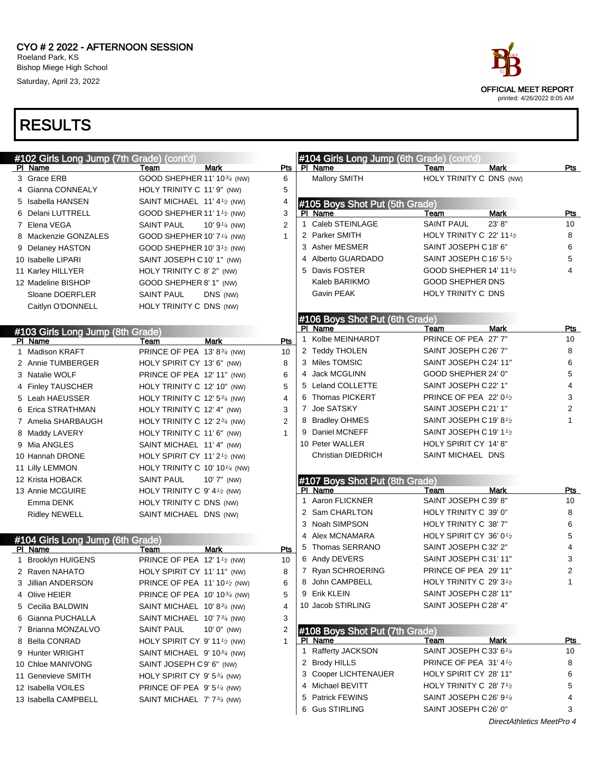CYO # 2 2022 - AFTERNOON SESSION
Roeland Park, KS
Bishop Miege High School
Saturday, April 23, 2022

OFFICIAL MEET REPORT
printed: 4/26/2022 8:05 AM

# RESULTS

## #102 Girls Long Jump (7th Grade) (cont'd)

| Pl | Name | Team | Mark | Pts |
|---|---|---|---|---|
| 3 | Grace ERB | GOOD SHEPHER | 11' 10¾ (NW) | 6 |
| 4 | Gianna CONNEALY | HOLY TRINITY C | 11' 9" (NW) | 5 |
| 5 | Isabella HANSEN | SAINT MICHAEL | 11' 4½ (NW) | 4 |
| 6 | Delani LUTTRELL | GOOD SHEPHER | 11' 1½ (NW) | 3 |
| 7 | Elena VEGA | SAINT PAUL | 10' 9¼ (NW) | 2 |
| 8 | Mackenzie GONZALES | GOOD SHEPHER | 10' 7¼ (NW) | 1 |
| 9 | Delaney HASTON | GOOD SHEPHER | 10' 3½ (NW) | |
| 10 | Isabelle LIPARI | SAINT JOSEPH C | 10' 1" (NW) | |
| 11 | Karley HILLYER | HOLY TRINITY C | 8' 2" (NW) | |
| 12 | Madeline BISHOP | GOOD SHEPHER | 8' 1" (NW) | |
| | Sloane DOERFLER | SAINT PAUL | DNS (NW) | |
| | Caitlyn O'DONNELL | HOLY TRINITY C | DNS (NW) | |

## #103 Girls Long Jump (8th Grade)

| Pl | Name | Team | Mark | Pts |
|---|---|---|---|---|
| 1 | Madison KRAFT | PRINCE OF PEA | 13' 8¾ (NW) | 10 |
| 2 | Annie TUMBERGER | HOLY SPIRIT CY | 13' 6" (NW) | 8 |
| 3 | Natalie WOLF | PRINCE OF PEA | 12' 11" (NW) | 6 |
| 4 | Finley TAUSCHER | HOLY TRINITY C | 12' 10" (NW) | 5 |
| 5 | Leah HAEUSSER | HOLY TRINITY C | 12' 5¾ (NW) | 4 |
| 6 | Erica STRATHMAN | HOLY TRINITY C | 12' 4" (NW) | 3 |
| 7 | Amelia SHARBAUGH | HOLY TRINITY C | 12' 2¾ (NW) | 2 |
| 8 | Maddy LAVERY | HOLY TRINITY C | 11' 6" (NW) | 1 |
| 9 | Mia ANGLES | SAINT MICHAEL | 11' 4" (NW) | |
| 10 | Hannah DRONE | HOLY SPIRIT CY | 11' 2½ (NW) | |
| 11 | Lilly LEMMON | HOLY TRINITY C | 10' 10¼ (NW) | |
| 12 | Krista HOBACK | SAINT PAUL | 10' 7" (NW) | |
| 13 | Annie MCGUIRE | HOLY TRINITY C | 9' 4½ (NW) | |
| | Emma DENK | HOLY TRINITY C | DNS (NW) | |
| | Ridley NEWELL | SAINT MICHAEL | DNS (NW) | |

## #104 Girls Long Jump (6th Grade)

| Pl | Name | Team | Mark | Pts |
|---|---|---|---|---|
| 1 | Brooklyn HUIGENS | PRINCE OF PEA | 12' 1½ (NW) | 10 |
| 2 | Raven NAHATO | HOLY SPIRIT CY | 11' 11" (NW) | 8 |
| 3 | Jillian ANDERSON | PRINCE OF PEA | 11' 10½ (NW) | 6 |
| 4 | Olive HEIER | PRINCE OF PEA | 10' 10¾ (NW) | 5 |
| 5 | Cecilia BALDWIN | SAINT MICHAEL | 10' 8¾ (NW) | 4 |
| 6 | Gianna PUCHALLA | SAINT MICHAEL | 10' 7¾ (NW) | 3 |
| 7 | Brianna MONZALVO | SAINT PAUL | 10' 0" (NW) | 2 |
| 8 | Bella CONRAD | HOLY SPIRIT CY | 9' 11½ (NW) | 1 |
| 9 | Hunter WRIGHT | SAINT MICHAEL | 9' 10¾ (NW) | |
| 10 | Chloe MANIVONG | SAINT JOSEPH C | 9' 6" (NW) | |
| 11 | Genevieve SMITH | HOLY SPIRIT CY | 9' 5¾ (NW) | |
| 12 | Isabella VOILES | PRINCE OF PEA | 9' 5¼ (NW) | |
| 13 | Isabella CAMPBELL | SAINT MICHAEL | 7' 7¾ (NW) | |
| | Mallory SMITH | HOLY TRINITY C | DNS (NW) | |

## #105 Boys Shot Put (5th Grade)

| Pl | Name | Team | Mark | Pts |
|---|---|---|---|---|
| 1 | Caleb STEINLAGE | SAINT PAUL | 23' 8" | 10 |
| 2 | Parker SMITH | HOLY TRINITY C | 22' 11½ | 8 |
| 3 | Asher MESMER | SAINT JOSEPH C | 18' 6" | 6 |
| 4 | Alberto GUARDADO | SAINT JOSEPH C | 16' 5½ | 5 |
| 5 | Davis FOSTER | GOOD SHEPHER | 14' 11½ | 4 |
| | Kaleb BARIKMO | GOOD SHEPHER | DNS | |
| | Gavin PEAK | HOLY TRINITY C | DNS | |

## #106 Boys Shot Put (6th Grade)

| Pl | Name | Team | Mark | Pts |
|---|---|---|---|---|
| 1 | Kolbe MEINHARDT | PRINCE OF PEA | 27' 7" | 10 |
| 2 | Teddy THOLEN | SAINT JOSEPH C | 26' 7" | 8 |
| 3 | Miles TOMSIC | SAINT JOSEPH C | 24' 11" | 6 |
| 4 | Jack MCGLINN | GOOD SHEPHER | 24' 0" | 5 |
| 5 | Leland COLLETTE | SAINT JOSEPH C | 22' 1" | 4 |
| 6 | Thomas PICKERT | PRINCE OF PEA | 22' 0½ | 3 |
| 7 | Joe SATSKY | SAINT JOSEPH C | 21' 1" | 2 |
| 8 | Bradley OHMES | SAINT JOSEPH C | 19' 8½ | 1 |
| 9 | Daniel MCNEFF | SAINT JOSEPH C | 19' 1½ | |
| 10 | Peter WALLER | HOLY SPIRIT CY | 14' 8" | |
| | Christian DIEDRICH | SAINT MICHAEL | DNS | |

## #107 Boys Shot Put (8th Grade)

| Pl | Name | Team | Mark | Pts |
|---|---|---|---|---|
| 1 | Aaron FLICKNER | SAINT JOSEPH C | 39' 8" | 10 |
| 2 | Sam CHARLTON | HOLY TRINITY C | 39' 0" | 8 |
| 3 | Noah SIMPSON | HOLY TRINITY C | 38' 7" | 6 |
| 4 | Alex MCNAMARA | HOLY SPIRIT CY | 36' 0½ | 5 |
| 5 | Thomas SERRANO | SAINT JOSEPH C | 32' 2" | 4 |
| 6 | Andy DEVERS | SAINT JOSEPH C | 31' 11" | 3 |
| 7 | Ryan SCHROERING | PRINCE OF PEA | 29' 11" | 2 |
| 8 | John CAMPBELL | HOLY TRINITY C | 29' 3½ | 1 |
| 9 | Erik KLEIN | SAINT JOSEPH C | 28' 11" | |
| 10 | Jacob STIRLING | SAINT JOSEPH C | 28' 4" | |

## #108 Boys Shot Put (7th Grade)

| Pl | Name | Team | Mark | Pts |
|---|---|---|---|---|
| 1 | Rafferty JACKSON | SAINT JOSEPH C | 33' 6¼ | 10 |
| 2 | Brody HILLS | PRINCE OF PEA | 31' 4½ | 8 |
| 3 | Cooper LICHTENAUER | HOLY SPIRIT CY | 28' 11" | 6 |
| 4 | Michael BEVITT | HOLY TRINITY C | 28' 7½ | 5 |
| 5 | Patrick FEWINS | SAINT JOSEPH C | 26' 9¼ | 4 |
| 6 | Gus STIRLING | SAINT JOSEPH C | 26' 0" | 3 |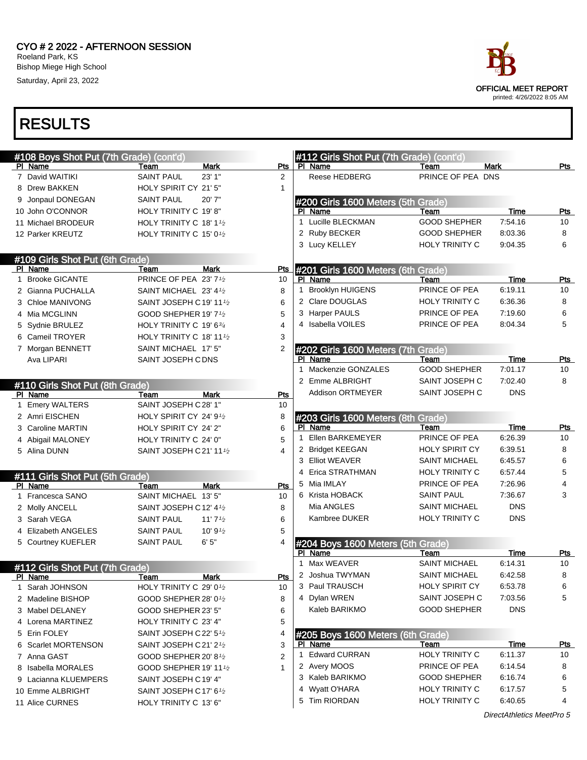CYO # 2 2022 - AFTERNOON SESSION
Roeland Park, KS
Bishop Miege High School
Saturday, April 23, 2022

OFFICIAL MEET REPORT
printed: 4/26/2022 8:05 AM

# RESULTS

## #108 Boys Shot Put (7th Grade) (cont'd)

| Pl | Name | Team | Mark | Pts |
|---|---|---|---|---|
| 7 | David WAITIKI | SAINT PAUL | 23' 1" | 2 |
| 8 | Drew BAKKEN | HOLY SPIRIT CY | 21' 5" | 1 |
| 9 | Jonpaul DONEGAN | SAINT PAUL | 20' 7" | |
| 10 | John O'CONNOR | HOLY TRINITY C | 19' 8" | |
| 11 | Michael BRODEUR | HOLY TRINITY C | 18' 1½ | |
| 12 | Parker KREUTZ | HOLY TRINITY C | 15' 0½ | |

## #109 Girls Shot Put (6th Grade)

| Pl | Name | Team | Mark | Pts |
|---|---|---|---|---|
| 1 | Brooke GICANTE | PRINCE OF PEA | 23' 7½ | 10 |
| 2 | Gianna PUCHALLA | SAINT MICHAEL | 23' 4½ | 8 |
| 3 | Chloe MANIVONG | SAINT JOSEPH C | 19' 11½ | 6 |
| 4 | Mia MCGLINN | GOOD SHEPHER | 19' 7½ | 5 |
| 5 | Sydnie BRULEZ | HOLY TRINITY C | 19' 6¾ | 4 |
| 6 | Cameil TROYER | HOLY TRINITY C | 18' 11½ | 3 |
| 7 | Morgan BENNETT | SAINT MICHAEL | 17' 5" | 2 |
| | Ava LIPARI | SAINT JOSEPH C | DNS | |

## #110 Girls Shot Put (8th Grade)

| Pl | Name | Team | Mark | Pts |
|---|---|---|---|---|
| 1 | Emery WALTERS | SAINT JOSEPH C | 28' 1" | 10 |
| 2 | Amri EISCHEN | HOLY SPIRIT CY | 24' 9½ | 8 |
| 3 | Caroline MARTIN | HOLY SPIRIT CY | 24' 2" | 6 |
| 4 | Abigail MALONEY | HOLY TRINITY C | 24' 0" | 5 |
| 5 | Alina DUNN | SAINT JOSEPH C | 21' 11½ | 4 |

## #111 Girls Shot Put (5th Grade)

| Pl | Name | Team | Mark | Pts |
|---|---|---|---|---|
| 1 | Francesca SANO | SAINT MICHAEL | 13' 5" | 10 |
| 2 | Molly ANCELL | SAINT JOSEPH C | 12' 4½ | 8 |
| 3 | Sarah VEGA | SAINT PAUL | 11' 7½ | 6 |
| 4 | Elizabeth ANGELES | SAINT PAUL | 10' 9½ | 5 |
| 5 | Courtney KUEFLER | SAINT PAUL | 6' 5" | 4 |

## #112 Girls Shot Put (7th Grade)

| Pl | Name | Team | Mark | Pts |
|---|---|---|---|---|
| 1 | Sarah JOHNSON | HOLY TRINITY C | 29' 0½ | 10 |
| 2 | Madeline BISHOP | GOOD SHEPHER | 28' 0½ | 8 |
| 3 | Mabel DELANEY | GOOD SHEPHER | 23' 5" | 6 |
| 4 | Lorena MARTINEZ | HOLY TRINITY C | 23' 4" | 5 |
| 5 | Erin FOLEY | SAINT JOSEPH C | 22' 5½ | 4 |
| 6 | Scarlet MORTENSON | SAINT JOSEPH C | 21' 2½ | 3 |
| 7 | Anna GAST | GOOD SHEPHER | 20' 8½ | 2 |
| 8 | Isabella MORALES | GOOD SHEPHER | 19' 11½ | 1 |
| 9 | Lacianna KLUEMPERS | SAINT JOSEPH C | 19' 4" | |
| 10 | Emme ALBRIGHT | SAINT JOSEPH C | 17' 6½ | |
| 11 | Alice CURNES | HOLY TRINITY C | 13' 6" | |

## #112 Girls Shot Put (7th Grade) (cont'd)

| Pl | Name | Team | Mark | Pts |
|---|---|---|---|---|
| | Reese HEDBERG | PRINCE OF PEA | DNS | |

## #200 Girls 1600 Meters (5th Grade)

| Pl | Name | Team | Time | Pts |
|---|---|---|---|---|
| 1 | Lucille BLECKMAN | GOOD SHEPHER | 7:54.16 | 10 |
| 2 | Ruby BECKER | GOOD SHEPHER | 8:03.36 | 8 |
| 3 | Lucy KELLEY | HOLY TRINITY C | 9:04.35 | 6 |

## #201 Girls 1600 Meters (6th Grade)

| Pl | Name | Team | Time | Pts |
|---|---|---|---|---|
| 1 | Brooklyn HUIGENS | PRINCE OF PEA | 6:19.11 | 10 |
| 2 | Clare DOUGLAS | HOLY TRINITY C | 6:36.36 | 8 |
| 3 | Harper PAULS | PRINCE OF PEA | 7:19.60 | 6 |
| 4 | Isabella VOILES | PRINCE OF PEA | 8:04.34 | 5 |

## #202 Girls 1600 Meters (7th Grade)

| Pl | Name | Team | Time | Pts |
|---|---|---|---|---|
| 1 | Mackenzie GONZALES | GOOD SHEPHER | 7:01.17 | 10 |
| 2 | Emme ALBRIGHT | SAINT JOSEPH C | 7:02.40 | 8 |
| | Addison ORTMEYER | SAINT JOSEPH C | DNS | |

## #203 Girls 1600 Meters (8th Grade)

| Pl | Name | Team | Time | Pts |
|---|---|---|---|---|
| 1 | Ellen BARKEMEYER | PRINCE OF PEA | 6:26.39 | 10 |
| 2 | Bridget KEEGAN | HOLY SPIRIT CY | 6:39.51 | 8 |
| 3 | Elliot WEAVER | SAINT MICHAEL | 6:45.57 | 6 |
| 4 | Erica STRATHMAN | HOLY TRINITY C | 6:57.44 | 5 |
| 5 | Mia IMLAY | PRINCE OF PEA | 7:26.96 | 4 |
| 6 | Krista HOBACK | SAINT PAUL | 7:36.67 | 3 |
| | Mia ANGLES | SAINT MICHAEL | DNS | |
| | Kambree DUKER | HOLY TRINITY C | DNS | |

## #204 Boys 1600 Meters (5th Grade)

| Pl | Name | Team | Time | Pts |
|---|---|---|---|---|
| 1 | Max WEAVER | SAINT MICHAEL | 6:14.31 | 10 |
| 2 | Joshua TWYMAN | SAINT MICHAEL | 6:42.58 | 8 |
| 3 | Paul TRAUSCH | HOLY SPIRIT CY | 6:53.78 | 6 |
| 4 | Dylan WREN | SAINT JOSEPH C | 7:03.56 | 5 |
| | Kaleb BARIKMO | GOOD SHEPHER | DNS | |

## #205 Boys 1600 Meters (6th Grade)

| Pl | Name | Team | Time | Pts |
|---|---|---|---|---|
| 1 | Edward CURRAN | HOLY TRINITY C | 6:11.37 | 10 |
| 2 | Avery MOOS | PRINCE OF PEA | 6:14.54 | 8 |
| 3 | Kaleb BARIKMO | GOOD SHEPHER | 6:16.74 | 6 |
| 4 | Wyatt O'HARA | HOLY TRINITY C | 6:17.57 | 5 |
| 5 | Tim RIORDAN | HOLY TRINITY C | 6:40.65 | 4 |

*DirectAthletics MeetPro 5*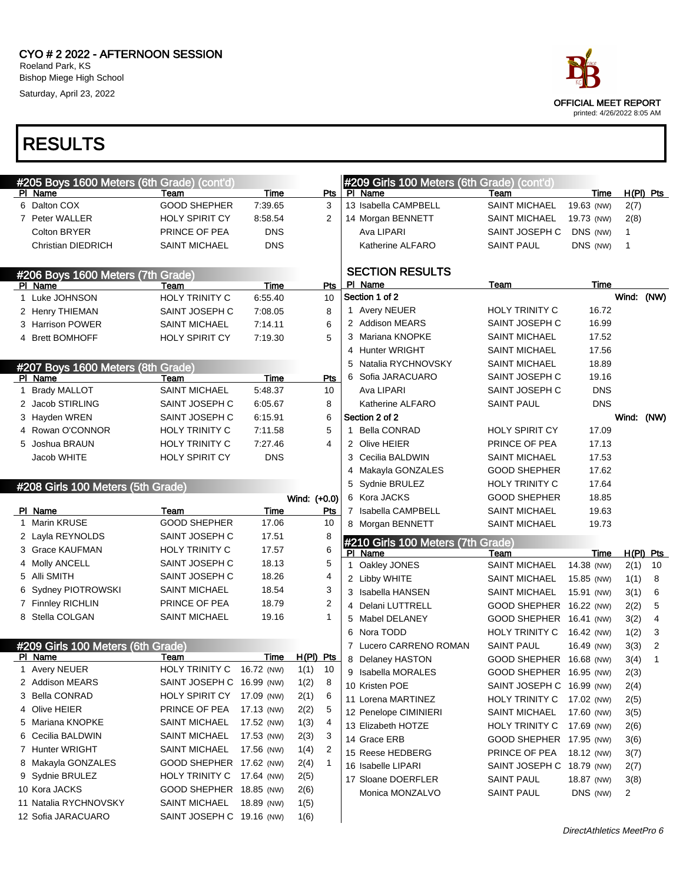CYO # 2 2022 - AFTERNOON SESSION
Roeland Park, KS
Bishop Miege High School
Saturday, April 23, 2022

OFFICIAL MEET REPORT
printed: 4/26/2022 8:05 AM

# RESULTS

## #205 Boys 1600 Meters (6th Grade) (cont'd)

| Pl | Name | Team | Time | Pts |
|---|---|---|---|---|
| 6 | Dalton COX | GOOD SHEPHER | 7:39.65 | 3 |
| 7 | Peter WALLER | HOLY SPIRIT CY | 8:58.54 | 2 |
| | Colton BRYER | PRINCE OF PEA | DNS | |
| | Christian DIEDRICH | SAINT MICHAEL | DNS | |

## #206 Boys 1600 Meters (7th Grade)

| Pl | Name | Team | Time | Pts |
|---|---|---|---|---|
| 1 | Luke JOHNSON | HOLY TRINITY C | 6:55.40 | 10 |
| 2 | Henry THIEMAN | SAINT JOSEPH C | 7:08.05 | 8 |
| 3 | Harrison POWER | SAINT MICHAEL | 7:14.11 | 6 |
| 4 | Brett BOMHOFF | HOLY SPIRIT CY | 7:19.30 | 5 |

## #207 Boys 1600 Meters (8th Grade)

| Pl | Name | Team | Time | Pts |
|---|---|---|---|---|
| 1 | Brady MALLOT | SAINT MICHAEL | 5:48.37 | 10 |
| 2 | Jacob STIRLING | SAINT JOSEPH C | 6:05.67 | 8 |
| 3 | Hayden WREN | SAINT JOSEPH C | 6:15.91 | 6 |
| 4 | Rowan O'CONNOR | HOLY TRINITY C | 7:11.58 | 5 |
| 5 | Joshua BRAUN | HOLY TRINITY C | 7:27.46 | 4 |
| | Jacob WHITE | HOLY SPIRIT CY | DNS | |

## #208 Girls 100 Meters (5th Grade)

Wind: (+0.0)

| Pl | Name | Team | Time | Pts |
|---|---|---|---|---|
| 1 | Marin KRUSE | GOOD SHEPHER | 17.06 | 10 |
| 2 | Layla REYNOLDS | SAINT JOSEPH C | 17.51 | 8 |
| 3 | Grace KAUFMAN | HOLY TRINITY C | 17.57 | 6 |
| 4 | Molly ANCELL | SAINT JOSEPH C | 18.13 | 5 |
| 5 | Alli SMITH | SAINT JOSEPH C | 18.26 | 4 |
| 6 | Sydney PIOTROWSKI | SAINT MICHAEL | 18.54 | 3 |
| 7 | Finnley RICHLIN | PRINCE OF PEA | 18.79 | 2 |
| 8 | Stella COLGAN | SAINT MICHAEL | 19.16 | 1 |

## #209 Girls 100 Meters (6th Grade)

| Pl | Name | Team | Time | H(Pl) | Pts |
|---|---|---|---|---|---|
| 1 | Avery NEUER | HOLY TRINITY C | 16.72 (NW) | 1(1) | 10 |
| 2 | Addison MEARS | SAINT JOSEPH C | 16.99 (NW) | 1(2) | 8 |
| 3 | Bella CONRAD | HOLY SPIRIT CY | 17.09 (NW) | 2(1) | 6 |
| 4 | Olive HEIER | PRINCE OF PEA | 17.13 (NW) | 2(2) | 5 |
| 5 | Mariana KNOPKE | SAINT MICHAEL | 17.52 (NW) | 1(3) | 4 |
| 6 | Cecilia BALDWIN | SAINT MICHAEL | 17.53 (NW) | 2(3) | 3 |
| 7 | Hunter WRIGHT | SAINT MICHAEL | 17.56 (NW) | 1(4) | 2 |
| 8 | Makayla GONZALES | GOOD SHEPHER | 17.62 (NW) | 2(4) | 1 |
| 9 | Sydnie BRULEZ | HOLY TRINITY C | 17.64 (NW) | 2(5) | |
| 10 | Kora JACKS | GOOD SHEPHER | 18.85 (NW) | 2(6) | |
| 11 | Natalia RYCHNOVSKY | SAINT MICHAEL | 18.89 (NW) | 1(5) | |
| 12 | Sofia JARACUARO | SAINT JOSEPH C | 19.16 (NW) | 1(6) | |
| 13 | Isabella CAMPBELL | SAINT MICHAEL | 19.63 (NW) | 2(7) | |
| 14 | Morgan BENNETT | SAINT MICHAEL | 19.73 (NW) | 2(8) | |
| | Ava LIPARI | SAINT JOSEPH C | DNS (NW) | 1 | |
| | Katherine ALFARO | SAINT PAUL | DNS (NW) | 1 | |

### SECTION RESULTS

| Pl | Name | Team | Time |
|---|---|---|---|
| **Section 1 of 2** | | | Wind: (NW) |
| 1 | Avery NEUER | HOLY TRINITY C | 16.72 |
| 2 | Addison MEARS | SAINT JOSEPH C | 16.99 |
| 3 | Mariana KNOPKE | SAINT MICHAEL | 17.52 |
| 4 | Hunter WRIGHT | SAINT MICHAEL | 17.56 |
| 5 | Natalia RYCHNOVSKY | SAINT MICHAEL | 18.89 |
| 6 | Sofia JARACUARO | SAINT JOSEPH C | 19.16 |
| | Ava LIPARI | SAINT JOSEPH C | DNS |
| | Katherine ALFARO | SAINT PAUL | DNS |
| **Section 2 of 2** | | | Wind: (NW) |
| 1 | Bella CONRAD | HOLY SPIRIT CY | 17.09 |
| 2 | Olive HEIER | PRINCE OF PEA | 17.13 |
| 3 | Cecilia BALDWIN | SAINT MICHAEL | 17.53 |
| 4 | Makayla GONZALES | GOOD SHEPHER | 17.62 |
| 5 | Sydnie BRULEZ | HOLY TRINITY C | 17.64 |
| 6 | Kora JACKS | GOOD SHEPHER | 18.85 |
| 7 | Isabella CAMPBELL | SAINT MICHAEL | 19.63 |
| 8 | Morgan BENNETT | SAINT MICHAEL | 19.73 |

## #210 Girls 100 Meters (7th Grade)

| Pl | Name | Team | Time | H(Pl) | Pts |
|---|---|---|---|---|---|
| 1 | Oakley JONES | SAINT MICHAEL | 14.38 (NW) | 2(1) | 10 |
| 2 | Libby WHITE | SAINT MICHAEL | 15.85 (NW) | 1(1) | 8 |
| 3 | Isabella HANSEN | SAINT MICHAEL | 15.91 (NW) | 3(1) | 6 |
| 4 | Delani LUTTRELL | GOOD SHEPHER | 16.22 (NW) | 2(2) | 5 |
| 5 | Mabel DELANEY | GOOD SHEPHER | 16.41 (NW) | 3(2) | 4 |
| 6 | Nora TODD | HOLY TRINITY C | 16.42 (NW) | 1(2) | 3 |
| 7 | Lucero CARRENO ROMAN | SAINT PAUL | 16.49 (NW) | 3(3) | 2 |
| 8 | Delaney HASTON | GOOD SHEPHER | 16.68 (NW) | 3(4) | 1 |
| 9 | Isabella MORALES | GOOD SHEPHER | 16.95 (NW) | 2(3) | |
| 10 | Kristen POE | SAINT JOSEPH C | 16.99 (NW) | 2(4) | |
| 11 | Lorena MARTINEZ | HOLY TRINITY C | 17.02 (NW) | 2(5) | |
| 12 | Penelope CIMINIERI | SAINT MICHAEL | 17.60 (NW) | 3(5) | |
| 13 | Elizabeth HOTZE | HOLY TRINITY C | 17.69 (NW) | 2(6) | |
| 14 | Grace ERB | GOOD SHEPHER | 17.95 (NW) | 3(6) | |
| 15 | Reese HEDBERG | PRINCE OF PEA | 18.12 (NW) | 3(7) | |
| 16 | Isabelle LIPARI | SAINT JOSEPH C | 18.79 (NW) | 2(7) | |
| 17 | Sloane DOERFLER | SAINT PAUL | 18.87 (NW) | 3(8) | |
| | Monica MONZALVO | SAINT PAUL | DNS (NW) | 2 | |

DirectAthletics MeetPro 6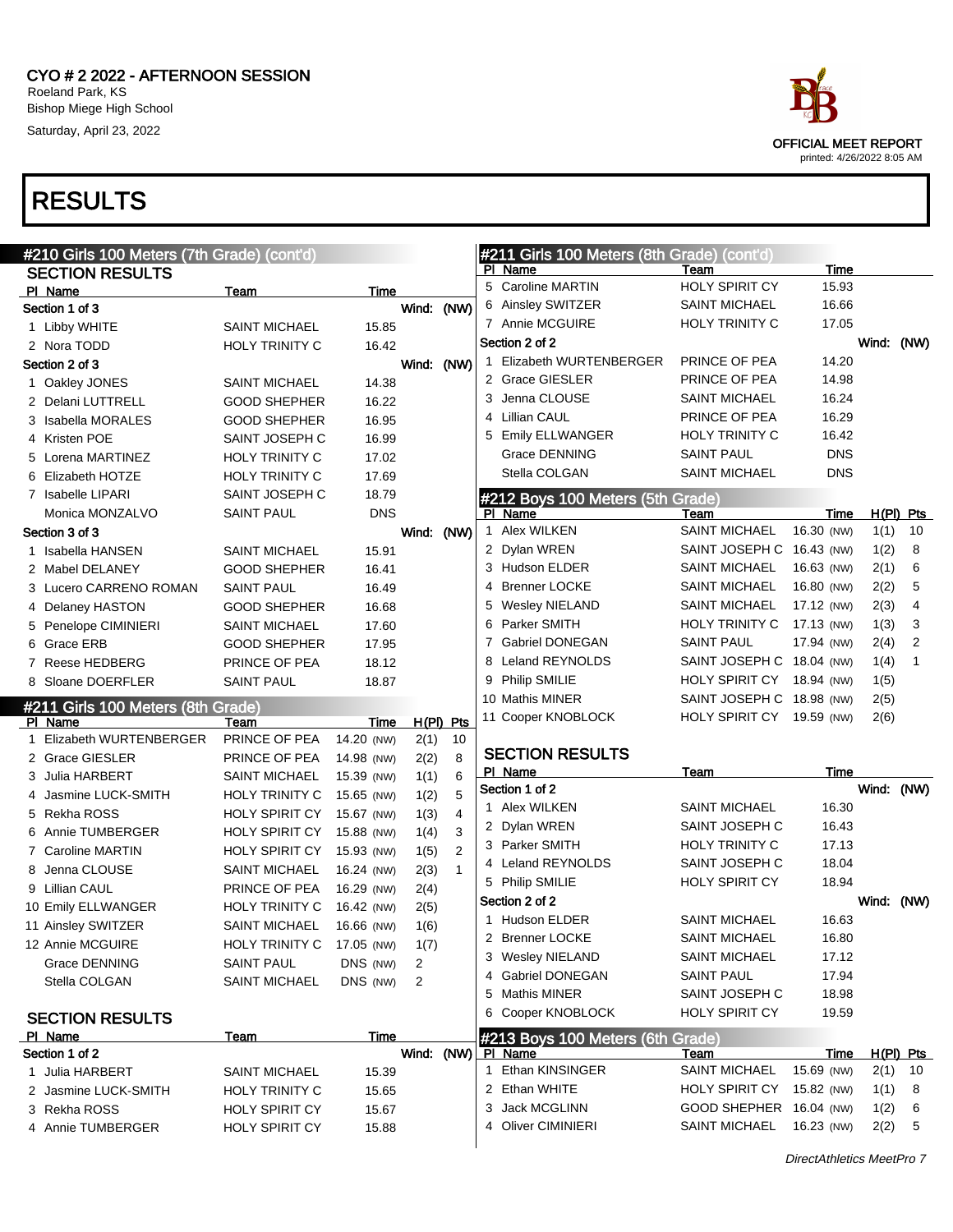# RESULTS

## #210 Girls 100 Meters (7th Grade) (cont'd)

### SECTION RESULTS

**Section 1 of 3** — Wind: (NW)

| Pl | Name | Team | Time |
|---|---|---|---|
| 1 | Libby WHITE | SAINT MICHAEL | 15.85 |
| 2 | Nora TODD | HOLY TRINITY C | 16.42 |

**Section 2 of 3** — Wind: (NW)

| Pl | Name | Team | Time |
|---|---|---|---|
| 1 | Oakley JONES | SAINT MICHAEL | 14.38 |
| 2 | Delani LUTTRELL | GOOD SHEPHER | 16.22 |
| 3 | Isabella MORALES | GOOD SHEPHER | 16.95 |
| 4 | Kristen POE | SAINT JOSEPH C | 16.99 |
| 5 | Lorena MARTINEZ | HOLY TRINITY C | 17.02 |
| 6 | Elizabeth HOTZE | HOLY TRINITY C | 17.69 |
| 7 | Isabelle LIPARI | SAINT JOSEPH C | 18.79 |
| | Monica MONZALVO | SAINT PAUL | DNS |

**Section 3 of 3** — Wind: (NW)

| Pl | Name | Team | Time |
|---|---|---|---|
| 1 | Isabella HANSEN | SAINT MICHAEL | 15.91 |
| 2 | Mabel DELANEY | GOOD SHEPHER | 16.41 |
| 3 | Lucero CARRENO ROMAN | SAINT PAUL | 16.49 |
| 4 | Delaney HASTON | GOOD SHEPHER | 16.68 |
| 5 | Penelope CIMINIERI | SAINT MICHAEL | 17.60 |
| 6 | Grace ERB | GOOD SHEPHER | 17.95 |
| 7 | Reese HEDBERG | PRINCE OF PEA | 18.12 |
| 8 | Sloane DOERFLER | SAINT PAUL | 18.87 |

## #211 Girls 100 Meters (8th Grade)

| Pl | Name | Team | Time | | H(Pl) | Pts |
|---|---|---|---|---|---|---|
| 1 | Elizabeth WURTENBERGER | PRINCE OF PEA | 14.20 | (NW) | 2(1) | 10 |
| 2 | Grace GIESLER | PRINCE OF PEA | 14.98 | (NW) | 2(2) | 8 |
| 3 | Julia HARBERT | SAINT MICHAEL | 15.39 | (NW) | 1(1) | 6 |
| 4 | Jasmine LUCK-SMITH | HOLY TRINITY C | 15.65 | (NW) | 1(2) | 5 |
| 5 | Rekha ROSS | HOLY SPIRIT CY | 15.67 | (NW) | 1(3) | 4 |
| 6 | Annie TUMBERGER | HOLY SPIRIT CY | 15.88 | (NW) | 1(4) | 3 |
| 7 | Caroline MARTIN | HOLY SPIRIT CY | 15.93 | (NW) | 1(5) | 2 |
| 8 | Jenna CLOUSE | SAINT MICHAEL | 16.24 | (NW) | 2(3) | 1 |
| 9 | Lillian CAUL | PRINCE OF PEA | 16.29 | (NW) | 2(4) | |
| 10 | Emily ELLWANGER | HOLY TRINITY C | 16.42 | (NW) | 2(5) | |
| 11 | Ainsley SWITZER | SAINT MICHAEL | 16.66 | (NW) | 1(6) | |
| 12 | Annie MCGUIRE | HOLY TRINITY C | 17.05 | (NW) | 1(7) | |
| | Grace DENNING | SAINT PAUL | DNS | (NW) | 2 | |
| | Stella COLGAN | SAINT MICHAEL | DNS | (NW) | 2 | |

### SECTION RESULTS

**Section 1 of 2** — Wind: (NW)

| Pl | Name | Team | Time |
|---|---|---|---|
| 1 | Julia HARBERT | SAINT MICHAEL | 15.39 |
| 2 | Jasmine LUCK-SMITH | HOLY TRINITY C | 15.65 |
| 3 | Rekha ROSS | HOLY SPIRIT CY | 15.67 |
| 4 | Annie TUMBERGER | HOLY SPIRIT CY | 15.88 |
| 5 | Caroline MARTIN | HOLY SPIRIT CY | 15.93 |
| 6 | Ainsley SWITZER | SAINT MICHAEL | 16.66 |
| 7 | Annie MCGUIRE | HOLY TRINITY C | 17.05 |

**Section 2 of 2** — Wind: (NW)

| Pl | Name | Team | Time |
|---|---|---|---|
| 1 | Elizabeth WURTENBERGER | PRINCE OF PEA | 14.20 |
| 2 | Grace GIESLER | PRINCE OF PEA | 14.98 |
| 3 | Jenna CLOUSE | SAINT MICHAEL | 16.24 |
| 4 | Lillian CAUL | PRINCE OF PEA | 16.29 |
| 5 | Emily ELLWANGER | HOLY TRINITY C | 16.42 |
| | Grace DENNING | SAINT PAUL | DNS |
| | Stella COLGAN | SAINT MICHAEL | DNS |

## #212 Boys 100 Meters (5th Grade)

| Pl | Name | Team | Time | | H(Pl) | Pts |
|---|---|---|---|---|---|---|
| 1 | Alex WILKEN | SAINT MICHAEL | 16.30 | (NW) | 1(1) | 10 |
| 2 | Dylan WREN | SAINT JOSEPH C | 16.43 | (NW) | 1(2) | 8 |
| 3 | Hudson ELDER | SAINT MICHAEL | 16.63 | (NW) | 2(1) | 6 |
| 4 | Brenner LOCKE | SAINT MICHAEL | 16.80 | (NW) | 2(2) | 5 |
| 5 | Wesley NIELAND | SAINT MICHAEL | 17.12 | (NW) | 2(3) | 4 |
| 6 | Parker SMITH | HOLY TRINITY C | 17.13 | (NW) | 1(3) | 3 |
| 7 | Gabriel DONEGAN | SAINT PAUL | 17.94 | (NW) | 2(4) | 2 |
| 8 | Leland REYNOLDS | SAINT JOSEPH C | 18.04 | (NW) | 1(4) | 1 |
| 9 | Philip SMILIE | HOLY SPIRIT CY | 18.94 | (NW) | 1(5) | |
| 10 | Mathis MINER | SAINT JOSEPH C | 18.98 | (NW) | 2(5) | |
| 11 | Cooper KNOBLOCK | HOLY SPIRIT CY | 19.59 | (NW) | 2(6) | |

### SECTION RESULTS

**Section 1 of 2** — Wind: (NW)

| Pl | Name | Team | Time |
|---|---|---|---|
| 1 | Alex WILKEN | SAINT MICHAEL | 16.30 |
| 2 | Dylan WREN | SAINT JOSEPH C | 16.43 |
| 3 | Parker SMITH | HOLY TRINITY C | 17.13 |
| 4 | Leland REYNOLDS | SAINT JOSEPH C | 18.04 |
| 5 | Philip SMILIE | HOLY SPIRIT CY | 18.94 |

**Section 2 of 2** — Wind: (NW)

| Pl | Name | Team | Time |
|---|---|---|---|
| 1 | Hudson ELDER | SAINT MICHAEL | 16.63 |
| 2 | Brenner LOCKE | SAINT MICHAEL | 16.80 |
| 3 | Wesley NIELAND | SAINT MICHAEL | 17.12 |
| 4 | Gabriel DONEGAN | SAINT PAUL | 17.94 |
| 5 | Mathis MINER | SAINT JOSEPH C | 18.98 |
| 6 | Cooper KNOBLOCK | HOLY SPIRIT CY | 19.59 |

## #213 Boys 100 Meters (6th Grade)

| Pl | Name | Team | Time | | H(Pl) | Pts |
|---|---|---|---|---|---|---|
| 1 | Ethan KINSINGER | SAINT MICHAEL | 15.69 | (NW) | 2(1) | 10 |
| 2 | Ethan WHITE | HOLY SPIRIT CY | 15.82 | (NW) | 1(1) | 8 |
| 3 | Jack MCGLINN | GOOD SHEPHER | 16.04 | (NW) | 1(2) | 6 |
| 4 | Oliver CIMINIERI | SAINT MICHAEL | 16.23 | (NW) | 2(2) | 5 |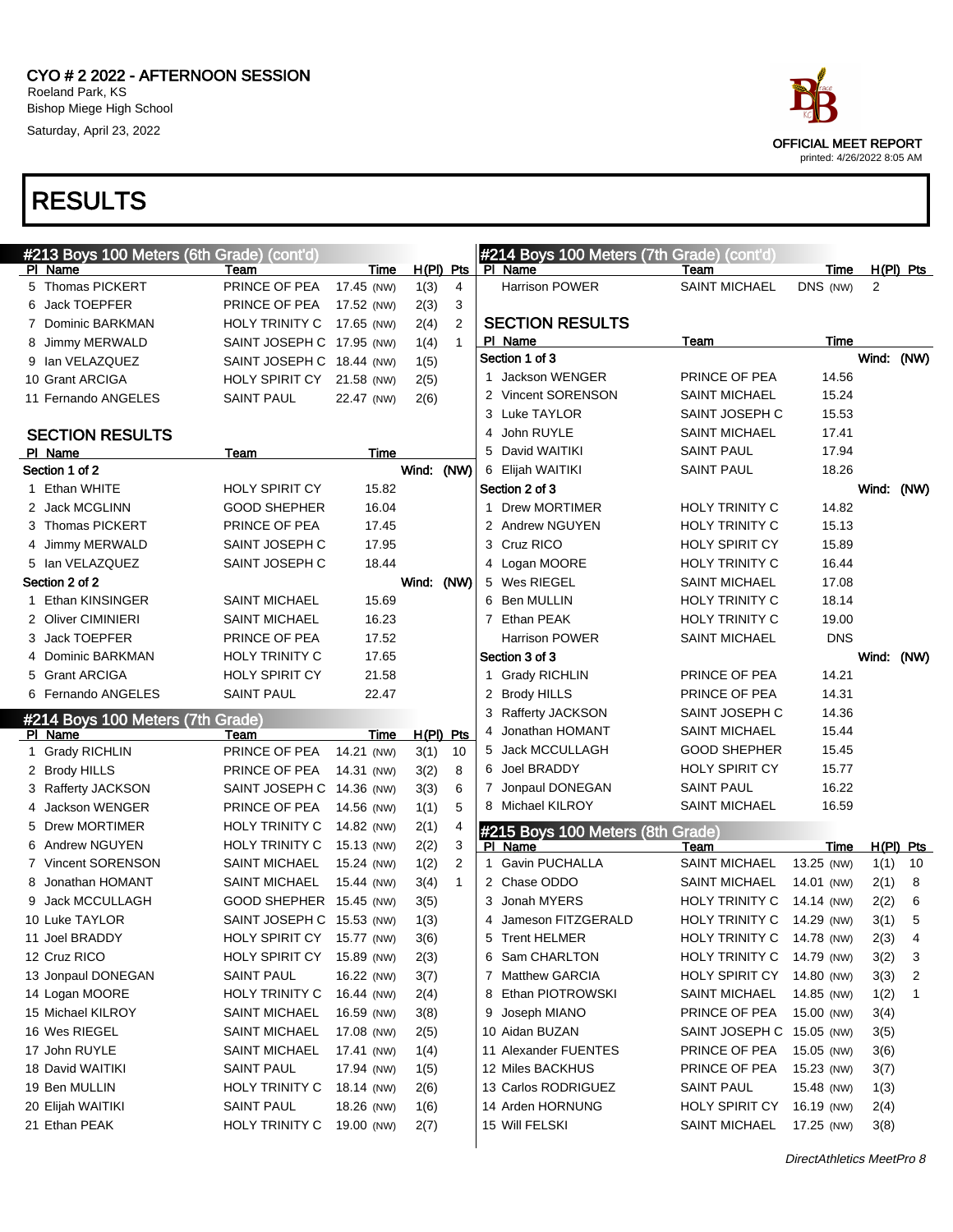# CYO # 2 2022 - AFTERNOON SESSION

Roeland Park, KS
Bishop Miege High School
Saturday, April 23, 2022

OFFICIAL MEET REPORT
printed: 4/26/2022 8:05 AM

# RESULTS

## #213 Boys 100 Meters (6th Grade) (cont'd)

| Pl | Name | Team | Time | H(Pl) | Pts |
|---|---|---|---|---|---|
| 5 | Thomas PICKERT | PRINCE OF PEA | 17.45 (NW) | 1(3) | 4 |
| 6 | Jack TOEPFER | PRINCE OF PEA | 17.52 (NW) | 2(3) | 3 |
| 7 | Dominic BARKMAN | HOLY TRINITY C | 17.65 (NW) | 2(4) | 2 |
| 8 | Jimmy MERWALD | SAINT JOSEPH C | 17.95 (NW) | 1(4) | 1 |
| 9 | Ian VELAZQUEZ | SAINT JOSEPH C | 18.44 (NW) | 1(5) | |
| 10 | Grant ARCIGA | HOLY SPIRIT CY | 21.58 (NW) | 2(5) | |
| 11 | Fernando ANGELES | SAINT PAUL | 22.47 (NW) | 2(6) | |

### SECTION RESULTS

| Pl | Name | Team | Time |
|---|---|---|---|
| **Section 1 of 2** | | | Wind: (NW) |
| 1 | Ethan WHITE | HOLY SPIRIT CY | 15.82 |
| 2 | Jack MCGLINN | GOOD SHEPHER | 16.04 |
| 3 | Thomas PICKERT | PRINCE OF PEA | 17.45 |
| 4 | Jimmy MERWALD | SAINT JOSEPH C | 17.95 |
| 5 | Ian VELAZQUEZ | SAINT JOSEPH C | 18.44 |
| **Section 2 of 2** | | | Wind: (NW) |
| 1 | Ethan KINSINGER | SAINT MICHAEL | 15.69 |
| 2 | Oliver CIMINIERI | SAINT MICHAEL | 16.23 |
| 3 | Jack TOEPFER | PRINCE OF PEA | 17.52 |
| 4 | Dominic BARKMAN | HOLY TRINITY C | 17.65 |
| 5 | Grant ARCIGA | HOLY SPIRIT CY | 21.58 |
| 6 | Fernando ANGELES | SAINT PAUL | 22.47 |

## #214 Boys 100 Meters (7th Grade)

| Pl | Name | Team | Time | H(Pl) | Pts |
|---|---|---|---|---|---|
| 1 | Grady RICHLIN | PRINCE OF PEA | 14.21 (NW) | 3(1) | 10 |
| 2 | Brody HILLS | PRINCE OF PEA | 14.31 (NW) | 3(2) | 8 |
| 3 | Rafferty JACKSON | SAINT JOSEPH C | 14.36 (NW) | 3(3) | 6 |
| 4 | Jackson WENGER | PRINCE OF PEA | 14.56 (NW) | 1(1) | 5 |
| 5 | Drew MORTIMER | HOLY TRINITY C | 14.82 (NW) | 2(1) | 4 |
| 6 | Andrew NGUYEN | HOLY TRINITY C | 15.13 (NW) | 2(2) | 3 |
| 7 | Vincent SORENSON | SAINT MICHAEL | 15.24 (NW) | 1(2) | 2 |
| 8 | Jonathan HOMANT | SAINT MICHAEL | 15.44 (NW) | 3(4) | 1 |
| 9 | Jack MCCULLAGH | GOOD SHEPHER | 15.45 (NW) | 3(5) | |
| 10 | Luke TAYLOR | SAINT JOSEPH C | 15.53 (NW) | 1(3) | |
| 11 | Joel BRADDY | HOLY SPIRIT CY | 15.77 (NW) | 3(6) | |
| 12 | Cruz RICO | HOLY SPIRIT CY | 15.89 (NW) | 2(3) | |
| 13 | Jonpaul DONEGAN | SAINT PAUL | 16.22 (NW) | 3(7) | |
| 14 | Logan MOORE | HOLY TRINITY C | 16.44 (NW) | 2(4) | |
| 15 | Michael KILROY | SAINT MICHAEL | 16.59 (NW) | 3(8) | |
| 16 | Wes RIEGEL | SAINT MICHAEL | 17.08 (NW) | 2(5) | |
| 17 | John RUYLE | SAINT MICHAEL | 17.41 (NW) | 1(4) | |
| 18 | David WAITIKI | SAINT PAUL | 17.94 (NW) | 1(5) | |
| 19 | Ben MULLIN | HOLY TRINITY C | 18.14 (NW) | 2(6) | |
| 20 | Elijah WAITIKI | SAINT PAUL | 18.26 (NW) | 1(6) | |
| 21 | Ethan PEAK | HOLY TRINITY C | 19.00 (NW) | 2(7) | |
| | Harrison POWER | SAINT MICHAEL | DNS (NW) | 2 | |

### SECTION RESULTS

| Pl | Name | Team | Time |
|---|---|---|---|
| **Section 1 of 3** | | | Wind: (NW) |
| 1 | Jackson WENGER | PRINCE OF PEA | 14.56 |
| 2 | Vincent SORENSON | SAINT MICHAEL | 15.24 |
| 3 | Luke TAYLOR | SAINT JOSEPH C | 15.53 |
| 4 | John RUYLE | SAINT MICHAEL | 17.41 |
| 5 | David WAITIKI | SAINT PAUL | 17.94 |
| 6 | Elijah WAITIKI | SAINT PAUL | 18.26 |
| **Section 2 of 3** | | | Wind: (NW) |
| 1 | Drew MORTIMER | HOLY TRINITY C | 14.82 |
| 2 | Andrew NGUYEN | HOLY TRINITY C | 15.13 |
| 3 | Cruz RICO | HOLY SPIRIT CY | 15.89 |
| 4 | Logan MOORE | HOLY TRINITY C | 16.44 |
| 5 | Wes RIEGEL | SAINT MICHAEL | 17.08 |
| 6 | Ben MULLIN | HOLY TRINITY C | 18.14 |
| 7 | Ethan PEAK | HOLY TRINITY C | 19.00 |
| | Harrison POWER | SAINT MICHAEL | DNS |
| **Section 3 of 3** | | | Wind: (NW) |
| 1 | Grady RICHLIN | PRINCE OF PEA | 14.21 |
| 2 | Brody HILLS | PRINCE OF PEA | 14.31 |
| 3 | Rafferty JACKSON | SAINT JOSEPH C | 14.36 |
| 4 | Jonathan HOMANT | SAINT MICHAEL | 15.44 |
| 5 | Jack MCCULLAGH | GOOD SHEPHER | 15.45 |
| 6 | Joel BRADDY | HOLY SPIRIT CY | 15.77 |
| 7 | Jonpaul DONEGAN | SAINT PAUL | 16.22 |
| 8 | Michael KILROY | SAINT MICHAEL | 16.59 |

## #215 Boys 100 Meters (8th Grade)

| Pl | Name | Team | Time | H(Pl) | Pts |
|---|---|---|---|---|---|
| 1 | Gavin PUCHALLA | SAINT MICHAEL | 13.25 (NW) | 1(1) | 10 |
| 2 | Chase ODDO | SAINT MICHAEL | 14.01 (NW) | 2(1) | 8 |
| 3 | Jonah MYERS | HOLY TRINITY C | 14.14 (NW) | 2(2) | 6 |
| 4 | Jameson FITZGERALD | HOLY TRINITY C | 14.29 (NW) | 3(1) | 5 |
| 5 | Trent HELMER | HOLY TRINITY C | 14.78 (NW) | 2(3) | 4 |
| 6 | Sam CHARLTON | HOLY TRINITY C | 14.79 (NW) | 3(2) | 3 |
| 7 | Matthew GARCIA | HOLY SPIRIT CY | 14.80 (NW) | 3(3) | 2 |
| 8 | Ethan PIOTROWSKI | SAINT MICHAEL | 14.85 (NW) | 1(2) | 1 |
| 9 | Joseph MIANO | PRINCE OF PEA | 15.00 (NW) | 3(4) | |
| 10 | Aidan BUZAN | SAINT JOSEPH C | 15.05 (NW) | 3(5) | |
| 11 | Alexander FUENTES | PRINCE OF PEA | 15.05 (NW) | 3(6) | |
| 12 | Miles BACKHUS | PRINCE OF PEA | 15.23 (NW) | 3(7) | |
| 13 | Carlos RODRIGUEZ | SAINT PAUL | 15.48 (NW) | 1(3) | |
| 14 | Aiden HORNUNG | HOLY SPIRIT CY | 16.19 (NW) | 2(4) | |
| 15 | Will FELSKI | SAINT MICHAEL | 17.25 (NW) | 3(8) | |

DirectAthletics MeetPro 8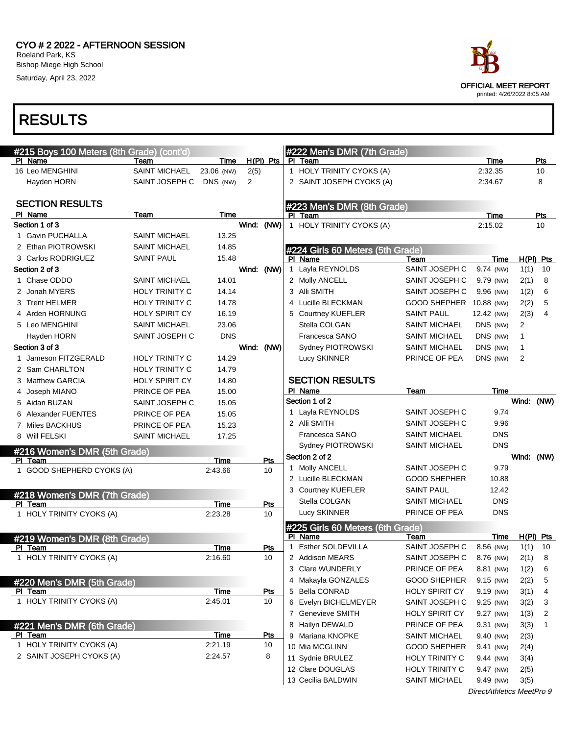CYO # 2 2022 - AFTERNOON SESSION
Roeland Park, KS
Bishop Miege High School
Saturday, April 23, 2022

OFFICIAL MEET REPORT
printed: 4/26/2022 8:05 AM

# RESULTS

## #215 Boys 100 Meters (8th Grade) (cont'd)

| Pl | Name | Team | Time | | H(Pl) | Pts |
|---|---|---|---|---|---|---|
| 16 | Leo MENGHINI | SAINT MICHAEL | 23.06 | (NW) | 2(5) | |
| | Hayden HORN | SAINT JOSEPH C | DNS | (NW) | 2 | |

### SECTION RESULTS

| Pl | Name | Team | Time |
|---|---|---|---|
| **Section 1 of 3** | | | Wind: (NW) |
| 1 | Gavin PUCHALLA | SAINT MICHAEL | 13.25 |
| 2 | Ethan PIOTROWSKI | SAINT MICHAEL | 14.85 |
| 3 | Carlos RODRIGUEZ | SAINT PAUL | 15.48 |
| **Section 2 of 3** | | | Wind: (NW) |
| 1 | Chase ODDO | SAINT MICHAEL | 14.01 |
| 2 | Jonah MYERS | HOLY TRINITY C | 14.14 |
| 3 | Trent HELMER | HOLY TRINITY C | 14.78 |
| 4 | Arden HORNUNG | HOLY SPIRIT CY | 16.19 |
| 5 | Leo MENGHINI | SAINT MICHAEL | 23.06 |
| | Hayden HORN | SAINT JOSEPH C | DNS |
| **Section 3 of 3** | | | Wind: (NW) |
| 1 | Jameson FITZGERALD | HOLY TRINITY C | 14.29 |
| 2 | Sam CHARLTON | HOLY TRINITY C | 14.79 |
| 3 | Matthew GARCIA | HOLY SPIRIT CY | 14.80 |
| 4 | Joseph MIANO | PRINCE OF PEA | 15.00 |
| 5 | Aidan BUZAN | SAINT JOSEPH C | 15.05 |
| 6 | Alexander FUENTES | PRINCE OF PEA | 15.05 |
| 7 | Miles BACKHUS | PRINCE OF PEA | 15.23 |
| 8 | Will FELSKI | SAINT MICHAEL | 17.25 |

## #216 Women's DMR (5th Grade)

| Pl | Team | Time | Pts |
|---|---|---|---|
| 1 | GOOD SHEPHERD CYOKS (A) | 2:43.66 | 10 |

## #218 Women's DMR (7th Grade)

| Pl | Team | Time | Pts |
|---|---|---|---|
| 1 | HOLY TRINITY CYOKS (A) | 2:23.28 | 10 |

## #219 Women's DMR (8th Grade)

| Pl | Team | Time | Pts |
|---|---|---|---|
| 1 | HOLY TRINITY CYOKS (A) | 2:16.60 | 10 |

## #220 Men's DMR (5th Grade)

| Pl | Team | Time | Pts |
|---|---|---|---|
| 1 | HOLY TRINITY CYOKS (A) | 2:45.01 | 10 |

## #221 Men's DMR (6th Grade)

| Pl | Team | Time | Pts |
|---|---|---|---|
| 1 | HOLY TRINITY CYOKS (A) | 2:21.19 | 10 |
| 2 | SAINT JOSEPH CYOKS (A) | 2:24.57 | 8 |

## #222 Men's DMR (7th Grade)

| Pl | Team | Time | Pts |
|---|---|---|---|
| 1 | HOLY TRINITY CYOKS (A) | 2:32.35 | 10 |
| 2 | SAINT JOSEPH CYOKS (A) | 2:34.67 | 8 |

## #223 Men's DMR (8th Grade)

| Pl | Team | Time | Pts |
|---|---|---|---|
| 1 | HOLY TRINITY CYOKS (A) | 2:15.02 | 10 |

## #224 Girls 60 Meters (5th Grade)

| Pl | Name | Team | Time | | H(Pl) | Pts |
|---|---|---|---|---|---|---|
| 1 | Layla REYNOLDS | SAINT JOSEPH C | 9.74 | (NW) | 1(1) | 10 |
| 2 | Molly ANCELL | SAINT JOSEPH C | 9.79 | (NW) | 2(1) | 8 |
| 3 | Alli SMITH | SAINT JOSEPH C | 9.96 | (NW) | 1(2) | 6 |
| 4 | Lucille BLECKMAN | GOOD SHEPHER | 10.88 | (NW) | 2(2) | 5 |
| 5 | Courtney KUEFLER | SAINT PAUL | 12.42 | (NW) | 2(3) | 4 |
| | Stella COLGAN | SAINT MICHAEL | DNS | (NW) | 2 | |
| | Francesca SANO | SAINT MICHAEL | DNS | (NW) | 1 | |
| | Sydney PIOTROWSKI | SAINT MICHAEL | DNS | (NW) | 1 | |
| | Lucy SKINNER | PRINCE OF PEA | DNS | (NW) | 2 | |

### SECTION RESULTS

| Pl | Name | Team | Time |
|---|---|---|---|
| **Section 1 of 2** | | | Wind: (NW) |
| 1 | Layla REYNOLDS | SAINT JOSEPH C | 9.74 |
| 2 | Alli SMITH | SAINT JOSEPH C | 9.96 |
| | Francesca SANO | SAINT MICHAEL | DNS |
| | Sydney PIOTROWSKI | SAINT MICHAEL | DNS |
| **Section 2 of 2** | | | Wind: (NW) |
| 1 | Molly ANCELL | SAINT JOSEPH C | 9.79 |
| 2 | Lucille BLECKMAN | GOOD SHEPHER | 10.88 |
| 3 | Courtney KUEFLER | SAINT PAUL | 12.42 |
| | Stella COLGAN | SAINT MICHAEL | DNS |
| | Lucy SKINNER | PRINCE OF PEA | DNS |

## #225 Girls 60 Meters (6th Grade)

| Pl | Name | Team | Time | | H(Pl) | Pts |
|---|---|---|---|---|---|---|
| 1 | Esther SOLDEVILLA | SAINT JOSEPH C | 8.56 | (NW) | 1(1) | 10 |
| 2 | Addison MEARS | SAINT JOSEPH C | 8.76 | (NW) | 2(1) | 8 |
| 3 | Clare WUNDERLY | PRINCE OF PEA | 8.81 | (NW) | 1(2) | 6 |
| 4 | Makayla GONZALES | GOOD SHEPHER | 9.15 | (NW) | 2(2) | 5 |
| 5 | Bella CONRAD | HOLY SPIRIT CY | 9.19 | (NW) | 3(1) | 4 |
| 6 | Evelyn BICHELMEYER | SAINT JOSEPH C | 9.25 | (NW) | 3(2) | 3 |
| 7 | Genevieve SMITH | HOLY SPIRIT CY | 9.27 | (NW) | 1(3) | 2 |
| 8 | Hailyn DEWALD | PRINCE OF PEA | 9.31 | (NW) | 3(3) | 1 |
| 9 | Mariana KNOPKE | SAINT MICHAEL | 9.40 | (NW) | 2(3) | |
| 10 | Mia MCGLINN | GOOD SHEPHER | 9.41 | (NW) | 2(4) | |
| 11 | Sydnie BRULEZ | HOLY TRINITY C | 9.44 | (NW) | 3(4) | |
| 12 | Clare DOUGLAS | HOLY TRINITY C | 9.47 | (NW) | 2(5) | |
| 13 | Cecilia BALDWIN | SAINT MICHAEL | 9.49 | (NW) | 3(5) | |

*DirectAthletics MeetPro 9*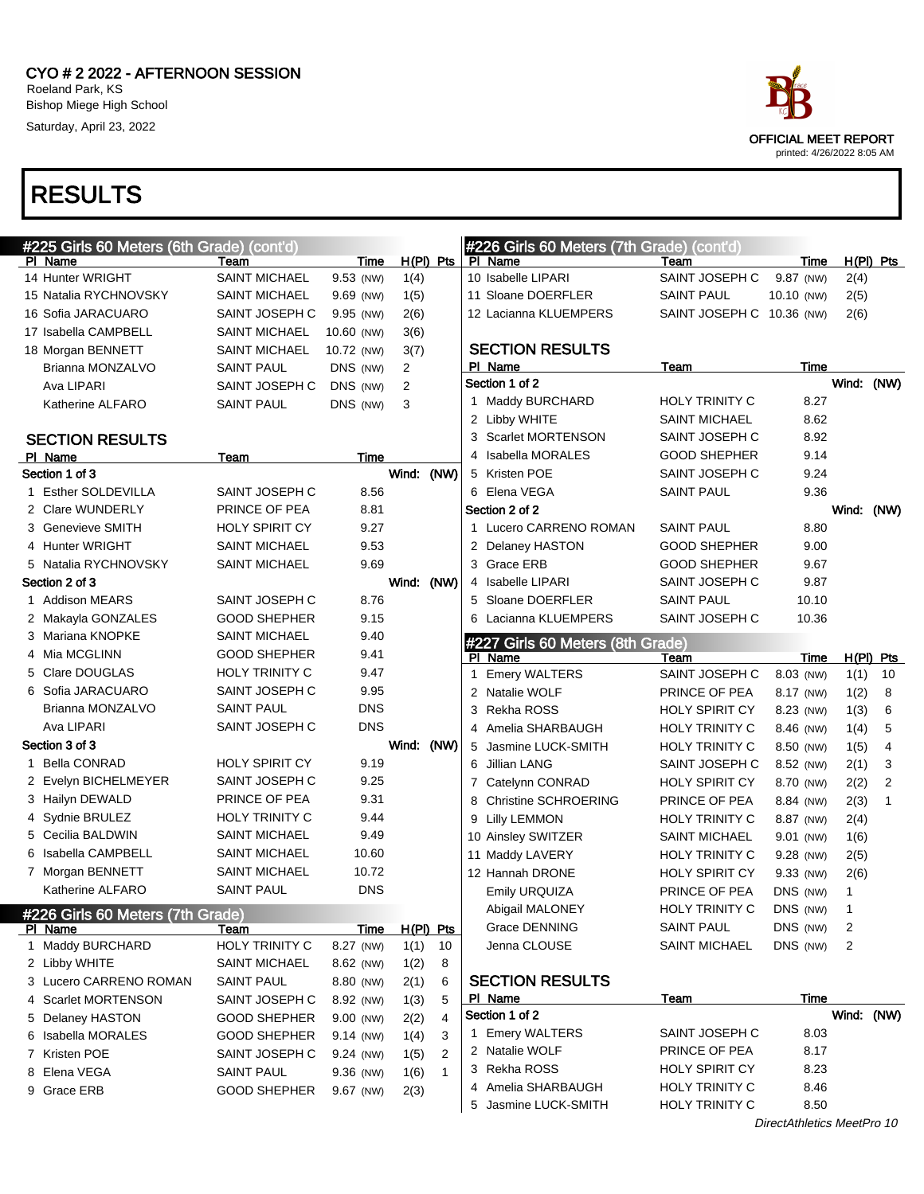# CYO # 2 2022 - AFTERNOON SESSION

Roeland Park, KS
Bishop Miege High School
Saturday, April 23, 2022

OFFICIAL MEET REPORT
printed: 4/26/2022 8:05 AM

# RESULTS

## #225 Girls 60 Meters (6th Grade) (cont'd)

| Pl | Name | Team | Time | H(Pl) | Pts |
|---|---|---|---|---|---|
| 14 | Hunter WRIGHT | SAINT MICHAEL | 9.53 (NW) | 1(4) | |
| 15 | Natalia RYCHNOVSKY | SAINT MICHAEL | 9.69 (NW) | 1(5) | |
| 16 | Sofia JARACUARO | SAINT JOSEPH C | 9.95 (NW) | 2(6) | |
| 17 | Isabella CAMPBELL | SAINT MICHAEL | 10.60 (NW) | 3(6) | |
| 18 | Morgan BENNETT | SAINT MICHAEL | 10.72 (NW) | 3(7) | |
| | Brianna MONZALVO | SAINT PAUL | DNS (NW) | 2 | |
| | Ava LIPARI | SAINT JOSEPH C | DNS (NW) | 2 | |
| | Katherine ALFARO | SAINT PAUL | DNS (NW) | 3 | |

### SECTION RESULTS

| Pl | Name | Team | Time |
|---|---|---|---|
| **Section 1 of 3** | | | Wind: (NW) |
| 1 | Esther SOLDEVILLA | SAINT JOSEPH C | 8.56 |
| 2 | Clare WUNDERLY | PRINCE OF PEA | 8.81 |
| 3 | Genevieve SMITH | HOLY SPIRIT CY | 9.27 |
| 4 | Hunter WRIGHT | SAINT MICHAEL | 9.53 |
| 5 | Natalia RYCHNOVSKY | SAINT MICHAEL | 9.69 |
| **Section 2 of 3** | | | Wind: (NW) |
| 1 | Addison MEARS | SAINT JOSEPH C | 8.76 |
| 2 | Makayla GONZALES | GOOD SHEPHER | 9.15 |
| 3 | Mariana KNOPKE | SAINT MICHAEL | 9.40 |
| 4 | Mia MCGLINN | GOOD SHEPHER | 9.41 |
| 5 | Clare DOUGLAS | HOLY TRINITY C | 9.47 |
| 6 | Sofia JARACUARO | SAINT JOSEPH C | 9.95 |
| | Brianna MONZALVO | SAINT PAUL | DNS |
| | Ava LIPARI | SAINT JOSEPH C | DNS |
| **Section 3 of 3** | | | Wind: (NW) |
| 1 | Bella CONRAD | HOLY SPIRIT CY | 9.19 |
| 2 | Evelyn BICHELMEYER | SAINT JOSEPH C | 9.25 |
| 3 | Hailyn DEWALD | PRINCE OF PEA | 9.31 |
| 4 | Sydnie BRULEZ | HOLY TRINITY C | 9.44 |
| 5 | Cecilia BALDWIN | SAINT MICHAEL | 9.49 |
| 6 | Isabella CAMPBELL | SAINT MICHAEL | 10.60 |
| 7 | Morgan BENNETT | SAINT MICHAEL | 10.72 |
| | Katherine ALFARO | SAINT PAUL | DNS |

## #226 Girls 60 Meters (7th Grade)

| Pl | Name | Team | Time | H(Pl) | Pts |
|---|---|---|---|---|---|
| 1 | Maddy BURCHARD | HOLY TRINITY C | 8.27 (NW) | 1(1) | 10 |
| 2 | Libby WHITE | SAINT MICHAEL | 8.62 (NW) | 1(2) | 8 |
| 3 | Lucero CARRENO ROMAN | SAINT PAUL | 8.80 (NW) | 2(1) | 6 |
| 4 | Scarlet MORTENSON | SAINT JOSEPH C | 8.92 (NW) | 1(3) | 5 |
| 5 | Delaney HASTON | GOOD SHEPHER | 9.00 (NW) | 2(2) | 4 |
| 6 | Isabella MORALES | GOOD SHEPHER | 9.14 (NW) | 1(4) | 3 |
| 7 | Kristen POE | SAINT JOSEPH C | 9.24 (NW) | 1(5) | 2 |
| 8 | Elena VEGA | SAINT PAUL | 9.36 (NW) | 1(6) | 1 |
| 9 | Grace ERB | GOOD SHEPHER | 9.67 (NW) | 2(3) | |
| 10 | Isabelle LIPARI | SAINT JOSEPH C | 9.87 (NW) | 2(4) | |
| 11 | Sloane DOERFLER | SAINT PAUL | 10.10 (NW) | 2(5) | |
| 12 | Lacianna KLUEMPERS | SAINT JOSEPH C | 10.36 (NW) | 2(6) | |

### SECTION RESULTS

| Pl | Name | Team | Time |
|---|---|---|---|
| **Section 1 of 2** | | | Wind: (NW) |
| 1 | Maddy BURCHARD | HOLY TRINITY C | 8.27 |
| 2 | Libby WHITE | SAINT MICHAEL | 8.62 |
| 3 | Scarlet MORTENSON | SAINT JOSEPH C | 8.92 |
| 4 | Isabella MORALES | GOOD SHEPHER | 9.14 |
| 5 | Kristen POE | SAINT JOSEPH C | 9.24 |
| 6 | Elena VEGA | SAINT PAUL | 9.36 |
| **Section 2 of 2** | | | Wind: (NW) |
| 1 | Lucero CARRENO ROMAN | SAINT PAUL | 8.80 |
| 2 | Delaney HASTON | GOOD SHEPHER | 9.00 |
| 3 | Grace ERB | GOOD SHEPHER | 9.67 |
| 4 | Isabelle LIPARI | SAINT JOSEPH C | 9.87 |
| 5 | Sloane DOERFLER | SAINT PAUL | 10.10 |
| 6 | Lacianna KLUEMPERS | SAINT JOSEPH C | 10.36 |

## #227 Girls 60 Meters (8th Grade)

| Pl | Name | Team | Time | H(Pl) | Pts |
|---|---|---|---|---|---|
| 1 | Emery WALTERS | SAINT JOSEPH C | 8.03 (NW) | 1(1) | 10 |
| 2 | Natalie WOLF | PRINCE OF PEA | 8.17 (NW) | 1(2) | 8 |
| 3 | Rekha ROSS | HOLY SPIRIT CY | 8.23 (NW) | 1(3) | 6 |
| 4 | Amelia SHARBAUGH | HOLY TRINITY C | 8.46 (NW) | 1(4) | 5 |
| 5 | Jasmine LUCK-SMITH | HOLY TRINITY C | 8.50 (NW) | 1(5) | 4 |
| 6 | Jillian LANG | SAINT JOSEPH C | 8.52 (NW) | 2(1) | 3 |
| 7 | Catelynn CONRAD | HOLY SPIRIT CY | 8.70 (NW) | 2(2) | 2 |
| 8 | Christine SCHROERING | PRINCE OF PEA | 8.84 (NW) | 2(3) | 1 |
| 9 | Lilly LEMMON | HOLY TRINITY C | 8.87 (NW) | 2(4) | |
| 10 | Ainsley SWITZER | SAINT MICHAEL | 9.01 (NW) | 1(6) | |
| 11 | Maddy LAVERY | HOLY TRINITY C | 9.28 (NW) | 2(5) | |
| 12 | Hannah DRONE | HOLY SPIRIT CY | 9.33 (NW) | 2(6) | |
| | Emily URQUIZA | PRINCE OF PEA | DNS (NW) | 1 | |
| | Abigail MALONEY | HOLY TRINITY C | DNS (NW) | 1 | |
| | Grace DENNING | SAINT PAUL | DNS (NW) | 2 | |
| | Jenna CLOUSE | SAINT MICHAEL | DNS (NW) | 2 | |

### SECTION RESULTS

| Pl | Name | Team | Time |
|---|---|---|---|
| **Section 1 of 2** | | | Wind: (NW) |
| 1 | Emery WALTERS | SAINT JOSEPH C | 8.03 |
| 2 | Natalie WOLF | PRINCE OF PEA | 8.17 |
| 3 | Rekha ROSS | HOLY SPIRIT CY | 8.23 |
| 4 | Amelia SHARBAUGH | HOLY TRINITY C | 8.46 |
| 5 | Jasmine LUCK-SMITH | HOLY TRINITY C | 8.50 |

*DirectAthletics MeetPro 10*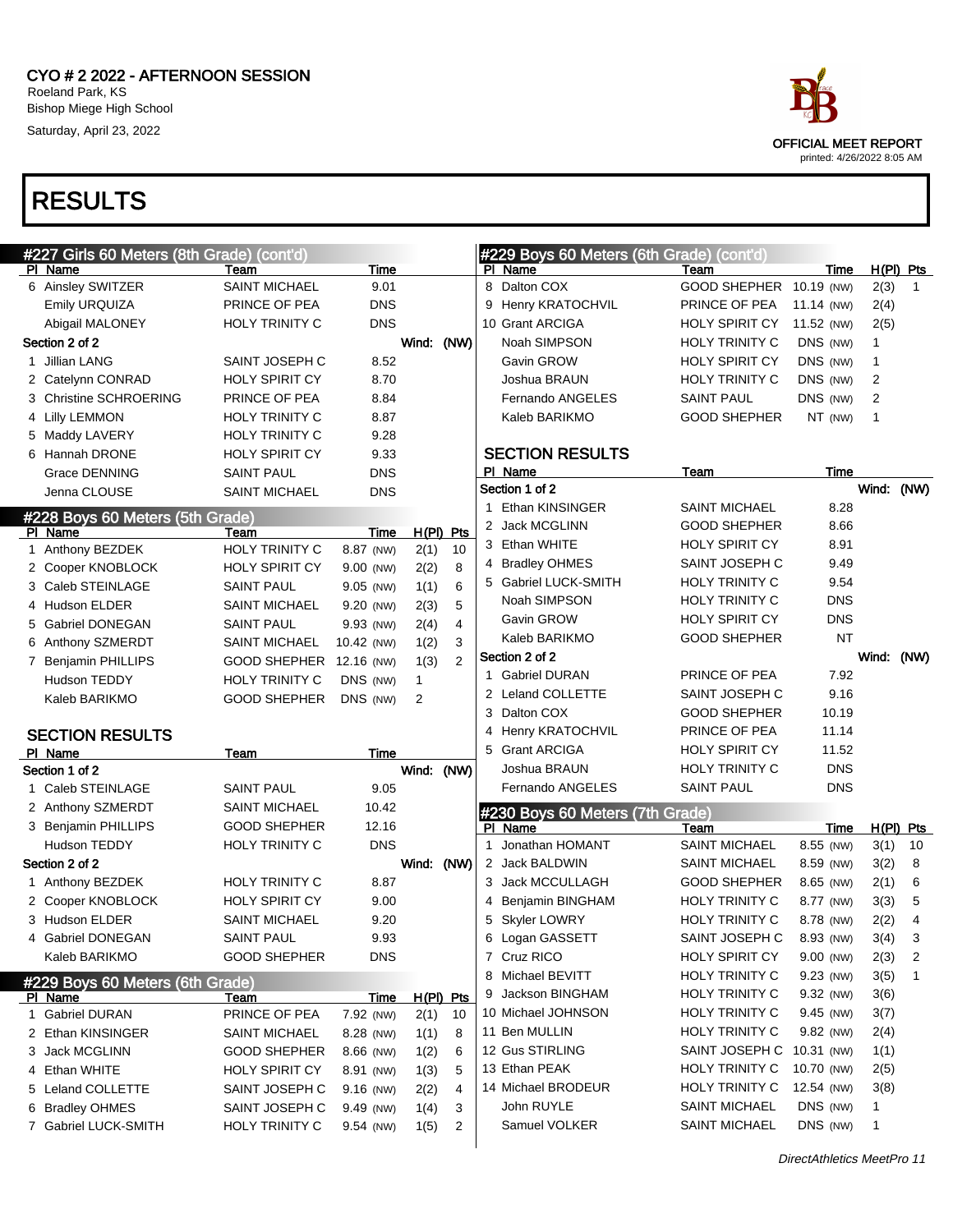# CYO # 2 2022 - AFTERNOON SESSION

Roeland Park, KS
Bishop Miege High School
Saturday, April 23, 2022

OFFICIAL MEET REPORT
printed: 4/26/2022 8:05 AM

# RESULTS

## #227 Girls 60 Meters (8th Grade) (cont'd)

| Pl | Name | Team | Time |
|---|---|---|---|
| 6 | Ainsley SWITZER | SAINT MICHAEL | 9.01 |
| | Emily URQUIZA | PRINCE OF PEA | DNS |
| | Abigail MALONEY | HOLY TRINITY C | DNS |

**Section 2 of 2** Wind: (NW)

| Pl | Name | Team | Time |
|---|---|---|---|
| 1 | Jillian LANG | SAINT JOSEPH C | 8.52 |
| 2 | Catelynn CONRAD | HOLY SPIRIT CY | 8.70 |
| 3 | Christine SCHROERING | PRINCE OF PEA | 8.84 |
| 4 | Lilly LEMMON | HOLY TRINITY C | 8.87 |
| 5 | Maddy LAVERY | HOLY TRINITY C | 9.28 |
| 6 | Hannah DRONE | HOLY SPIRIT CY | 9.33 |
| | Grace DENNING | SAINT PAUL | DNS |
| | Jenna CLOUSE | SAINT MICHAEL | DNS |

## #228 Boys 60 Meters (5th Grade)

| Pl | Name | Team | Time | | H(Pl) | Pts |
|---|---|---|---|---|---|---|
| 1 | Anthony BEZDEK | HOLY TRINITY C | 8.87 | (NW) | 2(1) | 10 |
| 2 | Cooper KNOBLOCK | HOLY SPIRIT CY | 9.00 | (NW) | 2(2) | 8 |
| 3 | Caleb STEINLAGE | SAINT PAUL | 9.05 | (NW) | 1(1) | 6 |
| 4 | Hudson ELDER | SAINT MICHAEL | 9.20 | (NW) | 2(3) | 5 |
| 5 | Gabriel DONEGAN | SAINT PAUL | 9.93 | (NW) | 2(4) | 4 |
| 6 | Anthony SZMERDT | SAINT MICHAEL | 10.42 | (NW) | 1(2) | 3 |
| 7 | Benjamin PHILLIPS | GOOD SHEPHER | 12.16 | (NW) | 1(3) | 2 |
| | Hudson TEDDY | HOLY TRINITY C | DNS | (NW) | 1 | |
| | Kaleb BARIKMO | GOOD SHEPHER | DNS | (NW) | 2 | |

### SECTION RESULTS

**Section 1 of 2** Wind: (NW)

| Pl | Name | Team | Time |
|---|---|---|---|
| 1 | Caleb STEINLAGE | SAINT PAUL | 9.05 |
| 2 | Anthony SZMERDT | SAINT MICHAEL | 10.42 |
| 3 | Benjamin PHILLIPS | GOOD SHEPHER | 12.16 |
| | Hudson TEDDY | HOLY TRINITY C | DNS |

**Section 2 of 2** Wind: (NW)

| Pl | Name | Team | Time |
|---|---|---|---|
| 1 | Anthony BEZDEK | HOLY TRINITY C | 8.87 |
| 2 | Cooper KNOBLOCK | HOLY SPIRIT CY | 9.00 |
| 3 | Hudson ELDER | SAINT MICHAEL | 9.20 |
| 4 | Gabriel DONEGAN | SAINT PAUL | 9.93 |
| | Kaleb BARIKMO | GOOD SHEPHER | DNS |

## #229 Boys 60 Meters (6th Grade)

| Pl | Name | Team | Time | | H(Pl) | Pts |
|---|---|---|---|---|---|---|
| 1 | Gabriel DURAN | PRINCE OF PEA | 7.92 | (NW) | 2(1) | 10 |
| 2 | Ethan KINSINGER | SAINT MICHAEL | 8.28 | (NW) | 1(1) | 8 |
| 3 | Jack MCGLINN | GOOD SHEPHER | 8.66 | (NW) | 1(2) | 6 |
| 4 | Ethan WHITE | HOLY SPIRIT CY | 8.91 | (NW) | 1(3) | 5 |
| 5 | Leland COLLETTE | SAINT JOSEPH C | 9.16 | (NW) | 2(2) | 4 |
| 6 | Bradley OHMES | SAINT JOSEPH C | 9.49 | (NW) | 1(4) | 3 |
| 7 | Gabriel LUCK-SMITH | HOLY TRINITY C | 9.54 | (NW) | 1(5) | 2 |
| 8 | Dalton COX | GOOD SHEPHER | 10.19 | (NW) | 2(3) | 1 |
| 9 | Henry KRATOCHVIL | PRINCE OF PEA | 11.14 | (NW) | 2(4) | |
| 10 | Grant ARCIGA | HOLY SPIRIT CY | 11.52 | (NW) | 2(5) | |
| | Noah SIMPSON | HOLY TRINITY C | DNS | (NW) | 1 | |
| | Gavin GROW | HOLY SPIRIT CY | DNS | (NW) | 1 | |
| | Joshua BRAUN | HOLY TRINITY C | DNS | (NW) | 2 | |
| | Fernando ANGELES | SAINT PAUL | DNS | (NW) | 2 | |
| | Kaleb BARIKMO | GOOD SHEPHER | NT | (NW) | 1 | |

### SECTION RESULTS

**Section 1 of 2** Wind: (NW)

| Pl | Name | Team | Time |
|---|---|---|---|
| 1 | Ethan KINSINGER | SAINT MICHAEL | 8.28 |
| 2 | Jack MCGLINN | GOOD SHEPHER | 8.66 |
| 3 | Ethan WHITE | HOLY SPIRIT CY | 8.91 |
| 4 | Bradley OHMES | SAINT JOSEPH C | 9.49 |
| 5 | Gabriel LUCK-SMITH | HOLY TRINITY C | 9.54 |
| | Noah SIMPSON | HOLY TRINITY C | DNS |
| | Gavin GROW | HOLY SPIRIT CY | DNS |
| | Kaleb BARIKMO | GOOD SHEPHER | NT |

**Section 2 of 2** Wind: (NW)

| Pl | Name | Team | Time |
|---|---|---|---|
| 1 | Gabriel DURAN | PRINCE OF PEA | 7.92 |
| 2 | Leland COLLETTE | SAINT JOSEPH C | 9.16 |
| 3 | Dalton COX | GOOD SHEPHER | 10.19 |
| 4 | Henry KRATOCHVIL | PRINCE OF PEA | 11.14 |
| 5 | Grant ARCIGA | HOLY SPIRIT CY | 11.52 |
| | Joshua BRAUN | HOLY TRINITY C | DNS |
| | Fernando ANGELES | SAINT PAUL | DNS |

## #230 Boys 60 Meters (7th Grade)

| Pl | Name | Team | Time | | H(Pl) | Pts |
|---|---|---|---|---|---|---|
| 1 | Jonathan HOMANT | SAINT MICHAEL | 8.55 | (NW) | 3(1) | 10 |
| 2 | Jack BALDWIN | SAINT MICHAEL | 8.59 | (NW) | 3(2) | 8 |
| 3 | Jack MCCULLAGH | GOOD SHEPHER | 8.65 | (NW) | 2(1) | 6 |
| 4 | Benjamin BINGHAM | HOLY TRINITY C | 8.77 | (NW) | 3(3) | 5 |
| 5 | Skyler LOWRY | HOLY TRINITY C | 8.78 | (NW) | 2(2) | 4 |
| 6 | Logan GASSETT | SAINT JOSEPH C | 8.93 | (NW) | 3(4) | 3 |
| 7 | Cruz RICO | HOLY SPIRIT CY | 9.00 | (NW) | 2(3) | 2 |
| 8 | Michael BEVITT | HOLY TRINITY C | 9.23 | (NW) | 3(5) | 1 |
| 9 | Jackson BINGHAM | HOLY TRINITY C | 9.32 | (NW) | 3(6) | |
| 10 | Michael JOHNSON | HOLY TRINITY C | 9.45 | (NW) | 3(7) | |
| 11 | Ben MULLIN | HOLY TRINITY C | 9.82 | (NW) | 2(4) | |
| 12 | Gus STIRLING | SAINT JOSEPH C | 10.31 | (NW) | 1(1) | |
| 13 | Ethan PEAK | HOLY TRINITY C | 10.70 | (NW) | 2(5) | |
| 14 | Michael BRODEUR | HOLY TRINITY C | 12.54 | (NW) | 3(8) | |
| | John RUYLE | SAINT MICHAEL | DNS | (NW) | 1 | |
| | Samuel VOLKER | SAINT MICHAEL | DNS | (NW) | 1 | |

DirectAthletics MeetPro 11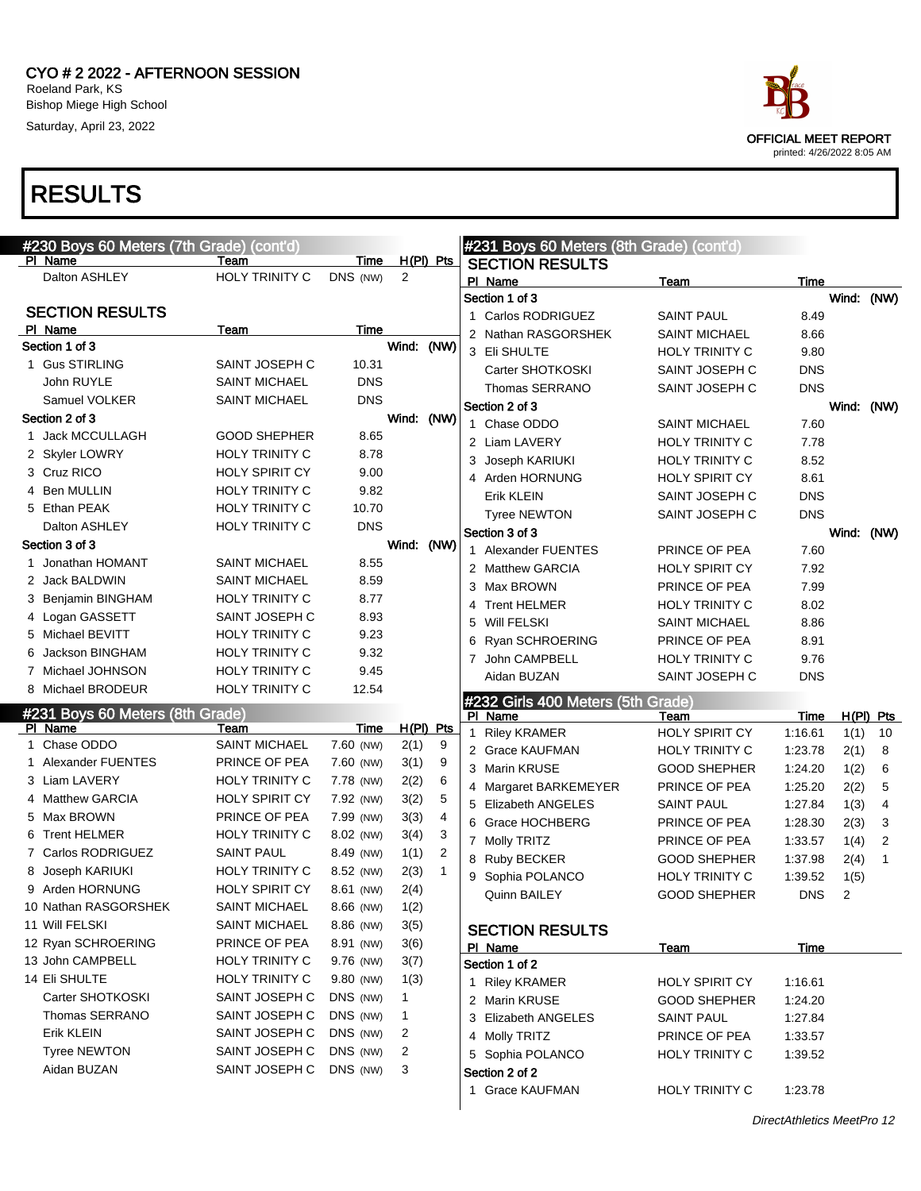# CYO # 2 2022 - AFTERNOON SESSION

Roeland Park, KS
Bishop Miege High School
Saturday, April 23, 2022

OFFICIAL MEET REPORT
printed: 4/26/2022 8:05 AM

# RESULTS

## #230 Boys 60 Meters (7th Grade) (cont'd)

| Pl | Name | Team | Time | H(Pl) | Pts |
|---|---|---|---|---|---|
| | Dalton ASHLEY | HOLY TRINITY C | DNS (NW) | 2 | |

### SECTION RESULTS

| Pl | Name | Team | Time |
|---|---|---|---|
| **Section 1 of 3** | | | Wind: (NW) |
| 1 | Gus STIRLING | SAINT JOSEPH C | 10.31 |
| | John RUYLE | SAINT MICHAEL | DNS |
| | Samuel VOLKER | SAINT MICHAEL | DNS |
| **Section 2 of 3** | | | Wind: (NW) |
| 1 | Jack MCCULLAGH | GOOD SHEPHER | 8.65 |
| 2 | Skyler LOWRY | HOLY TRINITY C | 8.78 |
| 3 | Cruz RICO | HOLY SPIRIT CY | 9.00 |
| 4 | Ben MULLIN | HOLY TRINITY C | 9.82 |
| 5 | Ethan PEAK | HOLY TRINITY C | 10.70 |
| | Dalton ASHLEY | HOLY TRINITY C | DNS |
| **Section 3 of 3** | | | Wind: (NW) |
| 1 | Jonathan HOMANT | SAINT MICHAEL | 8.55 |
| 2 | Jack BALDWIN | SAINT MICHAEL | 8.59 |
| 3 | Benjamin BINGHAM | HOLY TRINITY C | 8.77 |
| 4 | Logan GASSETT | SAINT JOSEPH C | 8.93 |
| 5 | Michael BEVITT | HOLY TRINITY C | 9.23 |
| 6 | Jackson BINGHAM | HOLY TRINITY C | 9.32 |
| 7 | Michael JOHNSON | HOLY TRINITY C | 9.45 |
| 8 | Michael BRODEUR | HOLY TRINITY C | 12.54 |

## #231 Boys 60 Meters (8th Grade)

| Pl | Name | Team | Time | H(Pl) | Pts |
|---|---|---|---|---|---|
| 1 | Chase ODDO | SAINT MICHAEL | 7.60 (NW) | 2(1) | 9 |
| 1 | Alexander FUENTES | PRINCE OF PEA | 7.60 (NW) | 3(1) | 9 |
| 3 | Liam LAVERY | HOLY TRINITY C | 7.78 (NW) | 2(2) | 6 |
| 4 | Matthew GARCIA | HOLY SPIRIT CY | 7.92 (NW) | 3(2) | 5 |
| 5 | Max BROWN | PRINCE OF PEA | 7.99 (NW) | 3(3) | 4 |
| 6 | Trent HELMER | HOLY TRINITY C | 8.02 (NW) | 3(4) | 3 |
| 7 | Carlos RODRIGUEZ | SAINT PAUL | 8.49 (NW) | 1(1) | 2 |
| 8 | Joseph KARIUKI | HOLY TRINITY C | 8.52 (NW) | 2(3) | 1 |
| 9 | Arden HORNUNG | HOLY SPIRIT CY | 8.61 (NW) | 2(4) | |
| 10 | Nathan RASGORSHEK | SAINT MICHAEL | 8.66 (NW) | 1(2) | |
| 11 | Will FELSKI | SAINT MICHAEL | 8.86 (NW) | 3(5) | |
| 12 | Ryan SCHROERING | PRINCE OF PEA | 8.91 (NW) | 3(6) | |
| 13 | John CAMPBELL | HOLY TRINITY C | 9.76 (NW) | 3(7) | |
| 14 | Eli SHULTE | HOLY TRINITY C | 9.80 (NW) | 1(3) | |
| | Carter SHOTKOSKI | SAINT JOSEPH C | DNS (NW) | 1 | |
| | Thomas SERRANO | SAINT JOSEPH C | DNS (NW) | 1 | |
| | Erik KLEIN | SAINT JOSEPH C | DNS (NW) | 2 | |
| | Tyree NEWTON | SAINT JOSEPH C | DNS (NW) | 2 | |
| | Aidan BUZAN | SAINT JOSEPH C | DNS (NW) | 3 | |

## #231 Boys 60 Meters (8th Grade) (cont'd)

### SECTION RESULTS

| Pl | Name | Team | Time |
|---|---|---|---|
| **Section 1 of 3** | | | Wind: (NW) |
| 1 | Carlos RODRIGUEZ | SAINT PAUL | 8.49 |
| 2 | Nathan RASGORSHEK | SAINT MICHAEL | 8.66 |
| 3 | Eli SHULTE | HOLY TRINITY C | 9.80 |
| | Carter SHOTKOSKI | SAINT JOSEPH C | DNS |
| | Thomas SERRANO | SAINT JOSEPH C | DNS |
| **Section 2 of 3** | | | Wind: (NW) |
| 1 | Chase ODDO | SAINT MICHAEL | 7.60 |
| 2 | Liam LAVERY | HOLY TRINITY C | 7.78 |
| 3 | Joseph KARIUKI | HOLY TRINITY C | 8.52 |
| 4 | Arden HORNUNG | HOLY SPIRIT CY | 8.61 |
| | Erik KLEIN | SAINT JOSEPH C | DNS |
| | Tyree NEWTON | SAINT JOSEPH C | DNS |
| **Section 3 of 3** | | | Wind: (NW) |
| 1 | Alexander FUENTES | PRINCE OF PEA | 7.60 |
| 2 | Matthew GARCIA | HOLY SPIRIT CY | 7.92 |
| 3 | Max BROWN | PRINCE OF PEA | 7.99 |
| 4 | Trent HELMER | HOLY TRINITY C | 8.02 |
| 5 | Will FELSKI | SAINT MICHAEL | 8.86 |
| 6 | Ryan SCHROERING | PRINCE OF PEA | 8.91 |
| 7 | John CAMPBELL | HOLY TRINITY C | 9.76 |
| | Aidan BUZAN | SAINT JOSEPH C | DNS |

## #232 Girls 400 Meters (5th Grade)

| Pl | Name | Team | Time | H(Pl) | Pts |
|---|---|---|---|---|---|
| 1 | Riley KRAMER | HOLY SPIRIT CY | 1:16.61 | 1(1) | 10 |
| 2 | Grace KAUFMAN | HOLY TRINITY C | 1:23.78 | 2(1) | 8 |
| 3 | Marin KRUSE | GOOD SHEPHER | 1:24.20 | 1(2) | 6 |
| 4 | Margaret BARKEMEYER | PRINCE OF PEA | 1:25.20 | 2(2) | 5 |
| 5 | Elizabeth ANGELES | SAINT PAUL | 1:27.84 | 1(3) | 4 |
| 6 | Grace HOCHBERG | PRINCE OF PEA | 1:28.30 | 2(3) | 3 |
| 7 | Molly TRITZ | PRINCE OF PEA | 1:33.57 | 1(4) | 2 |
| 8 | Ruby BECKER | GOOD SHEPHER | 1:37.98 | 2(4) | 1 |
| 9 | Sophia POLANCO | HOLY TRINITY C | 1:39.52 | 1(5) | |
| | Quinn BAILEY | GOOD SHEPHER | DNS | 2 | |

### SECTION RESULTS

| Pl | Name | Team | Time |
|---|---|---|---|
| **Section 1 of 2** | | | |
| 1 | Riley KRAMER | HOLY SPIRIT CY | 1:16.61 |
| 2 | Marin KRUSE | GOOD SHEPHER | 1:24.20 |
| 3 | Elizabeth ANGELES | SAINT PAUL | 1:27.84 |
| 4 | Molly TRITZ | PRINCE OF PEA | 1:33.57 |
| 5 | Sophia POLANCO | HOLY TRINITY C | 1:39.52 |
| **Section 2 of 2** | | | |
| 1 | Grace KAUFMAN | HOLY TRINITY C | 1:23.78 |

DirectAthletics MeetPro 12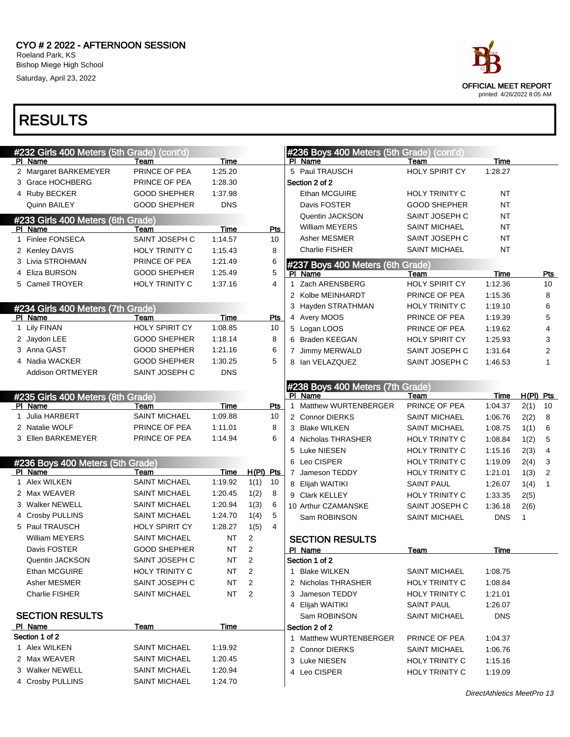CYO # 2 2022 - AFTERNOON SESSION
Roeland Park, KS
Bishop Miege High School
Saturday, April 23, 2022

OFFICIAL MEET REPORT
printed: 4/26/2022 8:05 AM

# RESULTS

## #232 Girls 400 Meters (5th Grade) (cont'd)

| Pl | Name | Team | Time |
|---|---|---|---|
| 2 | Margaret BARKEMEYER | PRINCE OF PEA | 1:25.20 |
| 3 | Grace HOCHBERG | PRINCE OF PEA | 1:28.30 |
| 4 | Ruby BECKER | GOOD SHEPHER | 1:37.98 |
| | Quinn BAILEY | GOOD SHEPHER | DNS |

## #233 Girls 400 Meters (6th Grade)

| Pl | Name | Team | Time | Pts |
|---|---|---|---|---|
| 1 | Finlee FONSECA | SAINT JOSEPH C | 1:14.57 | 10 |
| 2 | Kenley DAVIS | HOLY TRINITY C | 1:15.43 | 8 |
| 3 | Livia STROHMAN | PRINCE OF PEA | 1:21.49 | 6 |
| 4 | Eliza BURSON | GOOD SHEPHER | 1:25.49 | 5 |
| 5 | Cameil TROYER | HOLY TRINITY C | 1:37.16 | 4 |

## #234 Girls 400 Meters (7th Grade)

| Pl | Name | Team | Time | Pts |
|---|---|---|---|---|
| 1 | Lily FINAN | HOLY SPIRIT CY | 1:08.85 | 10 |
| 2 | Jaydon LEE | GOOD SHEPHER | 1:18.14 | 8 |
| 3 | Anna GAST | GOOD SHEPHER | 1:21.16 | 6 |
| 4 | Nadia WACKER | GOOD SHEPHER | 1:30.25 | 5 |
| | Addison ORTMEYER | SAINT JOSEPH C | DNS | |

## #235 Girls 400 Meters (8th Grade)

| Pl | Name | Team | Time | Pts |
|---|---|---|---|---|
| 1 | Julia HARBERT | SAINT MICHAEL | 1:09.88 | 10 |
| 2 | Natalie WOLF | PRINCE OF PEA | 1:11.01 | 8 |
| 3 | Ellen BARKEMEYER | PRINCE OF PEA | 1:14.94 | 6 |

## #236 Boys 400 Meters (5th Grade)

| Pl | Name | Team | Time | H(Pl) | Pts |
|---|---|---|---|---|---|
| 1 | Alex WILKEN | SAINT MICHAEL | 1:19.92 | 1(1) | 10 |
| 2 | Max WEAVER | SAINT MICHAEL | 1:20.45 | 1(2) | 8 |
| 3 | Walker NEWELL | SAINT MICHAEL | 1:20.94 | 1(3) | 6 |
| 4 | Crosby PULLINS | SAINT MICHAEL | 1:24.70 | 1(4) | 5 |
| 5 | Paul TRAUSCH | HOLY SPIRIT CY | 1:28.27 | 1(5) | 4 |
| | William MEYERS | SAINT MICHAEL | NT | 2 | |
| | Davis FOSTER | GOOD SHEPHER | NT | 2 | |
| | Quentin JACKSON | SAINT JOSEPH C | NT | 2 | |
| | Ethan MCGUIRE | HOLY TRINITY C | NT | 2 | |
| | Asher MESMER | SAINT JOSEPH C | NT | 2 | |
| | Charlie FISHER | SAINT MICHAEL | NT | 2 | |

### SECTION RESULTS

| Pl | Name | Team | Time |
|---|---|---|---|
| **Section 1 of 2** | | | |
| 1 | Alex WILKEN | SAINT MICHAEL | 1:19.92 |
| 2 | Max WEAVER | SAINT MICHAEL | 1:20.45 |
| 3 | Walker NEWELL | SAINT MICHAEL | 1:20.94 |
| 4 | Crosby PULLINS | SAINT MICHAEL | 1:24.70 |
| 5 | Paul TRAUSCH | HOLY SPIRIT CY | 1:28.27 |
| **Section 2 of 2** | | | |
| | Ethan MCGUIRE | HOLY TRINITY C | NT |
| | Davis FOSTER | GOOD SHEPHER | NT |
| | Quentin JACKSON | SAINT JOSEPH C | NT |
| | William MEYERS | SAINT MICHAEL | NT |
| | Asher MESMER | SAINT JOSEPH C | NT |
| | Charlie FISHER | SAINT MICHAEL | NT |

## #237 Boys 400 Meters (6th Grade)

| Pl | Name | Team | Time | Pts |
|---|---|---|---|---|
| 1 | Zach ARENSBERG | HOLY SPIRIT CY | 1:12.36 | 10 |
| 2 | Kolbe MEINHARDT | PRINCE OF PEA | 1:15.36 | 8 |
| 3 | Hayden STRATHMAN | HOLY TRINITY C | 1:19.10 | 6 |
| 4 | Avery MOOS | PRINCE OF PEA | 1:19.39 | 5 |
| 5 | Logan LOOS | PRINCE OF PEA | 1:19.62 | 4 |
| 6 | Braden KEEGAN | HOLY SPIRIT CY | 1:25.93 | 3 |
| 7 | Jimmy MERWALD | SAINT JOSEPH C | 1:31.64 | 2 |
| 8 | Ian VELAZQUEZ | SAINT JOSEPH C | 1:46.53 | 1 |

## #238 Boys 400 Meters (7th Grade)

| Pl | Name | Team | Time | H(Pl) | Pts |
|---|---|---|---|---|---|
| 1 | Matthew WURTENBERGER | PRINCE OF PEA | 1:04.37 | 2(1) | 10 |
| 2 | Connor DIERKS | SAINT MICHAEL | 1:06.76 | 2(2) | 8 |
| 3 | Blake WILKEN | SAINT MICHAEL | 1:08.75 | 1(1) | 6 |
| 4 | Nicholas THRASHER | HOLY TRINITY C | 1:08.84 | 1(2) | 5 |
| 5 | Luke NIESEN | HOLY TRINITY C | 1:15.16 | 2(3) | 4 |
| 6 | Leo CISPER | HOLY TRINITY C | 1:19.09 | 2(4) | 3 |
| 7 | Jameson TEDDY | HOLY TRINITY C | 1:21.01 | 1(3) | 2 |
| 8 | Elijah WAITIKI | SAINT PAUL | 1:26.07 | 1(4) | 1 |
| 9 | Clark KELLEY | HOLY TRINITY C | 1:33.35 | 2(5) | |
| 10 | Arthur CZAMANSKE | SAINT JOSEPH C | 1:36.18 | 2(6) | |
| | Sam ROBINSON | SAINT MICHAEL | DNS | 1 | |

### SECTION RESULTS

| Pl | Name | Team | Time |
|---|---|---|---|
| **Section 1 of 2** | | | |
| 1 | Blake WILKEN | SAINT MICHAEL | 1:08.75 |
| 2 | Nicholas THRASHER | HOLY TRINITY C | 1:08.84 |
| 3 | Jameson TEDDY | HOLY TRINITY C | 1:21.01 |
| 4 | Elijah WAITIKI | SAINT PAUL | 1:26.07 |
| | Sam ROBINSON | SAINT MICHAEL | DNS |
| **Section 2 of 2** | | | |
| 1 | Matthew WURTENBERGER | PRINCE OF PEA | 1:04.37 |
| 2 | Connor DIERKS | SAINT MICHAEL | 1:06.76 |
| 3 | Luke NIESEN | HOLY TRINITY C | 1:15.16 |
| 4 | Leo CISPER | HOLY TRINITY C | 1:19.09 |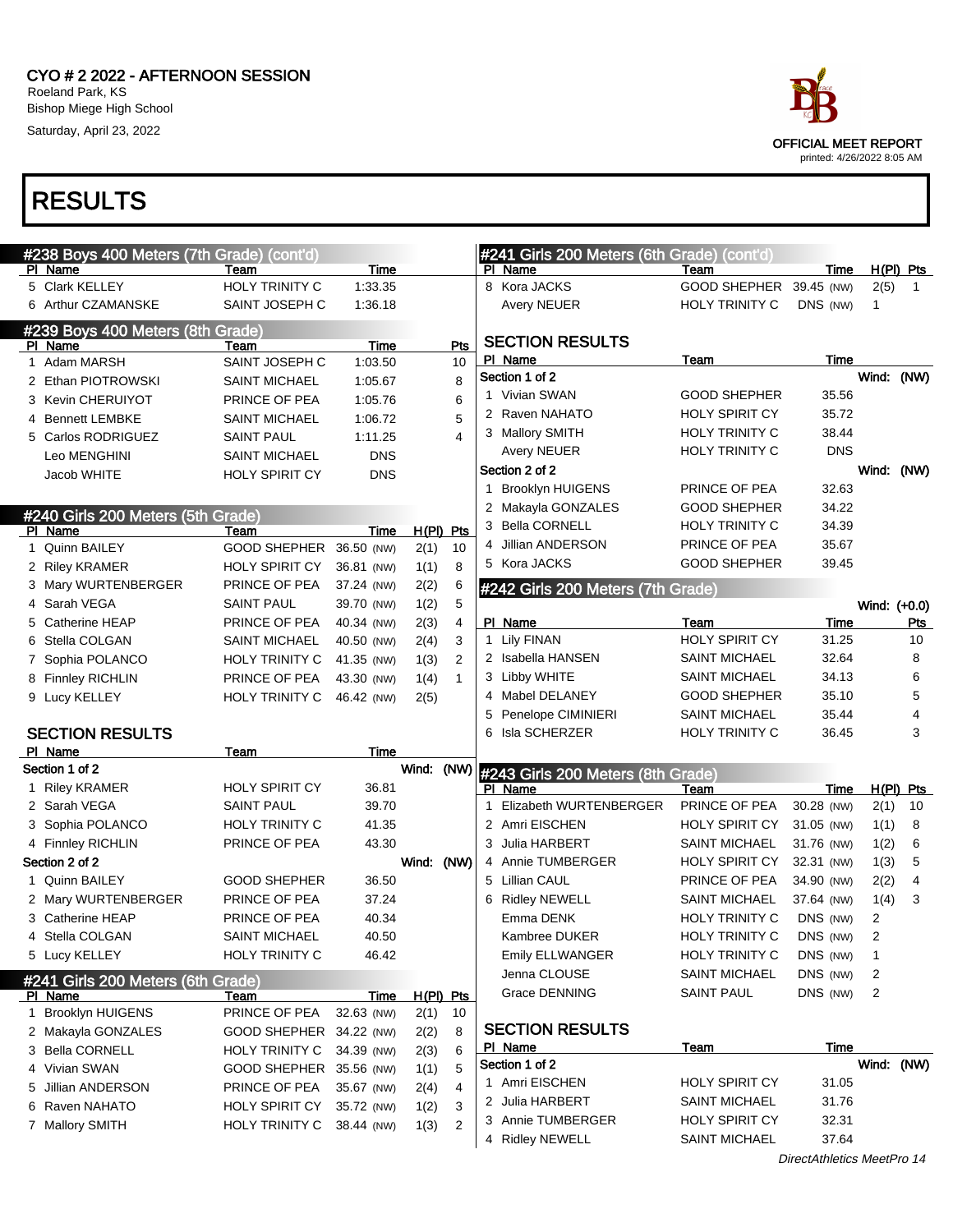# CYO # 2 2022 - AFTERNOON SESSION

Roeland Park, KS
Bishop Miege High School
Saturday, April 23, 2022

OFFICIAL MEET REPORT
printed: 4/26/2022 8:05 AM

# RESULTS

## #238 Boys 400 Meters (7th Grade) (cont'd)

| Pl | Name | Team | Time |
|---|---|---|---|
| 5 | Clark KELLEY | HOLY TRINITY C | 1:33.35 |
| 6 | Arthur CZAMANSKE | SAINT JOSEPH C | 1:36.18 |

## #239 Boys 400 Meters (8th Grade)

| Pl | Name | Team | Time | Pts |
|---|---|---|---|---|
| 1 | Adam MARSH | SAINT JOSEPH C | 1:03.50 | 10 |
| 2 | Ethan PIOTROWSKI | SAINT MICHAEL | 1:05.67 | 8 |
| 3 | Kevin CHERUIYOT | PRINCE OF PEA | 1:05.76 | 6 |
| 4 | Bennett LEMBKE | SAINT MICHAEL | 1:06.72 | 5 |
| 5 | Carlos RODRIGUEZ | SAINT PAUL | 1:11.25 | 4 |
| | Leo MENGHINI | SAINT MICHAEL | DNS | |
| | Jacob WHITE | HOLY SPIRIT CY | DNS | |

## #240 Girls 200 Meters (5th Grade)

| Pl | Name | Team | Time | H(Pl) | Pts |
|---|---|---|---|---|---|
| 1 | Quinn BAILEY | GOOD SHEPHER | 36.50 (NW) | 2(1) | 10 |
| 2 | Riley KRAMER | HOLY SPIRIT CY | 36.81 (NW) | 1(1) | 8 |
| 3 | Mary WURTENBERGER | PRINCE OF PEA | 37.24 (NW) | 2(2) | 6 |
| 4 | Sarah VEGA | SAINT PAUL | 39.70 (NW) | 1(2) | 5 |
| 5 | Catherine HEAP | PRINCE OF PEA | 40.34 (NW) | 2(3) | 4 |
| 6 | Stella COLGAN | SAINT MICHAEL | 40.50 (NW) | 2(4) | 3 |
| 7 | Sophia POLANCO | HOLY TRINITY C | 41.35 (NW) | 1(3) | 2 |
| 8 | Finnley RICHLIN | PRINCE OF PEA | 43.30 (NW) | 1(4) | 1 |
| 9 | Lucy KELLEY | HOLY TRINITY C | 46.42 (NW) | 2(5) | |

### SECTION RESULTS

| Pl | Name | Team | Time |
|---|---|---|---|
| **Section 1 of 2** | | Wind: (NW) | |
| 1 | Riley KRAMER | HOLY SPIRIT CY | 36.81 |
| 2 | Sarah VEGA | SAINT PAUL | 39.70 |
| 3 | Sophia POLANCO | HOLY TRINITY C | 41.35 |
| 4 | Finnley RICHLIN | PRINCE OF PEA | 43.30 |
| **Section 2 of 2** | | Wind: (NW) | |
| 1 | Quinn BAILEY | GOOD SHEPHER | 36.50 |
| 2 | Mary WURTENBERGER | PRINCE OF PEA | 37.24 |
| 3 | Catherine HEAP | PRINCE OF PEA | 40.34 |
| 4 | Stella COLGAN | SAINT MICHAEL | 40.50 |
| 5 | Lucy KELLEY | HOLY TRINITY C | 46.42 |

## #241 Girls 200 Meters (6th Grade)

| Pl | Name | Team | Time | H(Pl) | Pts |
|---|---|---|---|---|---|
| 1 | Brooklyn HUIGENS | PRINCE OF PEA | 32.63 (NW) | 2(1) | 10 |
| 2 | Makayla GONZALES | GOOD SHEPHER | 34.22 (NW) | 2(2) | 8 |
| 3 | Bella CORNELL | HOLY TRINITY C | 34.39 (NW) | 2(3) | 6 |
| 4 | Vivian SWAN | GOOD SHEPHER | 35.56 (NW) | 1(1) | 5 |
| 5 | Jillian ANDERSON | PRINCE OF PEA | 35.67 (NW) | 2(4) | 4 |
| 6 | Raven NAHATO | HOLY SPIRIT CY | 35.72 (NW) | 1(2) | 3 |
| 7 | Mallory SMITH | HOLY TRINITY C | 38.44 (NW) | 1(3) | 2 |
| 8 | Kora JACKS | GOOD SHEPHER | 39.45 (NW) | 2(5) | 1 |
| | Avery NEUER | HOLY TRINITY C | DNS (NW) | 1 | |

### SECTION RESULTS

| Pl | Name | Team | Time |
|---|---|---|---|
| **Section 1 of 2** | | Wind: (NW) | |
| 1 | Vivian SWAN | GOOD SHEPHER | 35.56 |
| 2 | Raven NAHATO | HOLY SPIRIT CY | 35.72 |
| 3 | Mallory SMITH | HOLY TRINITY C | 38.44 |
| | Avery NEUER | HOLY TRINITY C | DNS |
| **Section 2 of 2** | | Wind: (NW) | |
| 1 | Brooklyn HUIGENS | PRINCE OF PEA | 32.63 |
| 2 | Makayla GONZALES | GOOD SHEPHER | 34.22 |
| 3 | Bella CORNELL | HOLY TRINITY C | 34.39 |
| 4 | Jillian ANDERSON | PRINCE OF PEA | 35.67 |
| 5 | Kora JACKS | GOOD SHEPHER | 39.45 |

## #242 Girls 200 Meters (7th Grade)

Wind: (+0.0)

| Pl | Name | Team | Time | Pts |
|---|---|---|---|---|
| 1 | Lily FINAN | HOLY SPIRIT CY | 31.25 | 10 |
| 2 | Isabella HANSEN | SAINT MICHAEL | 32.64 | 8 |
| 3 | Libby WHITE | SAINT MICHAEL | 34.13 | 6 |
| 4 | Mabel DELANEY | GOOD SHEPHER | 35.10 | 5 |
| 5 | Penelope CIMINIERI | SAINT MICHAEL | 35.44 | 4 |
| 6 | Isla SCHERZER | HOLY TRINITY C | 36.45 | 3 |

## #243 Girls 200 Meters (8th Grade)

| Pl | Name | Team | Time | H(Pl) | Pts |
|---|---|---|---|---|---|
| 1 | Elizabeth WURTENBERGER | PRINCE OF PEA | 30.28 (NW) | 2(1) | 10 |
| 2 | Amri EISCHEN | HOLY SPIRIT CY | 31.05 (NW) | 1(1) | 8 |
| 3 | Julia HARBERT | SAINT MICHAEL | 31.76 (NW) | 1(2) | 6 |
| 4 | Annie TUMBERGER | HOLY SPIRIT CY | 32.31 (NW) | 1(3) | 5 |
| 5 | Lillian CAUL | PRINCE OF PEA | 34.90 (NW) | 2(2) | 4 |
| 6 | Ridley NEWELL | SAINT MICHAEL | 37.64 (NW) | 1(4) | 3 |
| | Emma DENK | HOLY TRINITY C | DNS (NW) | 2 | |
| | Kambree DUKER | HOLY TRINITY C | DNS (NW) | 2 | |
| | Emily ELLWANGER | HOLY TRINITY C | DNS (NW) | 1 | |
| | Jenna CLOUSE | SAINT MICHAEL | DNS (NW) | 2 | |
| | Grace DENNING | SAINT PAUL | DNS (NW) | 2 | |

### SECTION RESULTS

| Pl | Name | Team | Time |
|---|---|---|---|
| **Section 1 of 2** | | Wind: (NW) | |
| 1 | Amri EISCHEN | HOLY SPIRIT CY | 31.05 |
| 2 | Julia HARBERT | SAINT MICHAEL | 31.76 |
| 3 | Annie TUMBERGER | HOLY SPIRIT CY | 32.31 |
| 4 | Ridley NEWELL | SAINT MICHAEL | 37.64 |

DirectAthletics MeetPro 14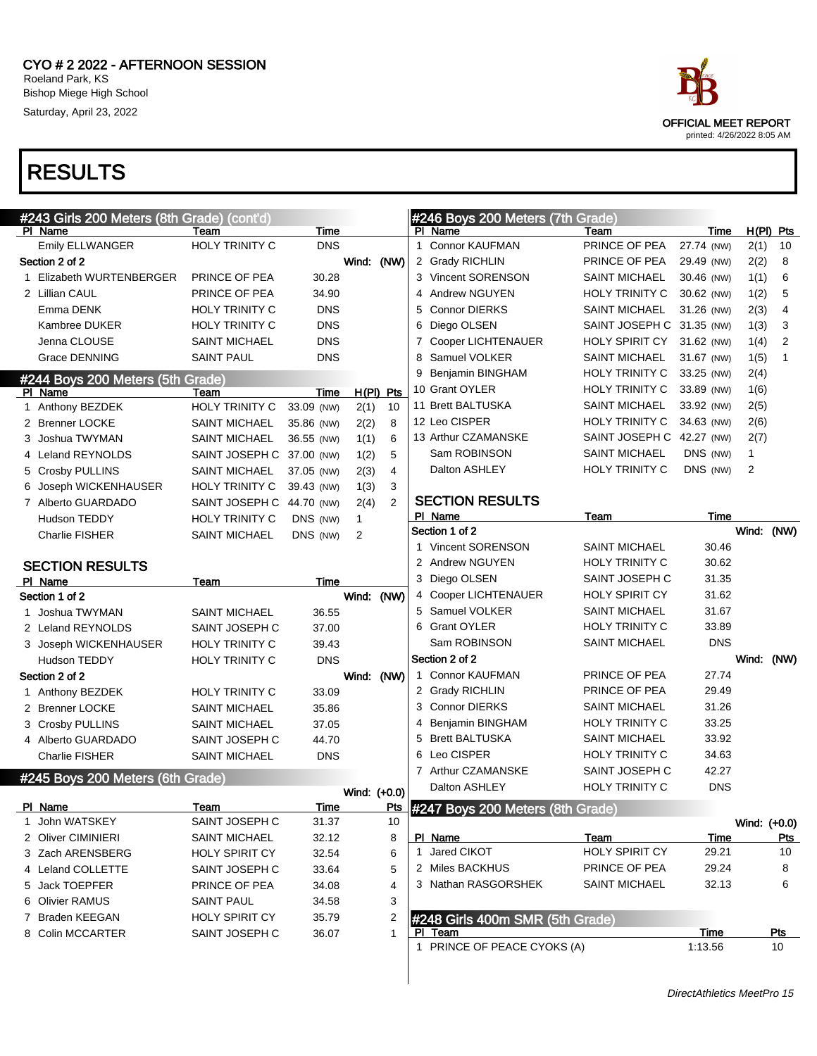CYO # 2 2022 - AFTERNOON SESSION
Roeland Park, KS
Bishop Miege High School
Saturday, April 23, 2022

OFFICIAL MEET REPORT
printed: 4/26/2022 8:05 AM

# RESULTS

## #243 Girls 200 Meters (8th Grade) (cont'd)

| Pl | Name | Team | Time |
|---|---|---|---|
| | Emily ELLWANGER | HOLY TRINITY C | DNS |
| **Section 2 of 2** | | | **Wind: (NW)** |
| 1 | Elizabeth WURTENBERGER | PRINCE OF PEA | 30.28 |
| 2 | Lillian CAUL | PRINCE OF PEA | 34.90 |
| | Emma DENK | HOLY TRINITY C | DNS |
| | Kambree DUKER | HOLY TRINITY C | DNS |
| | Jenna CLOUSE | SAINT MICHAEL | DNS |
| | Grace DENNING | SAINT PAUL | DNS |

## #244 Boys 200 Meters (5th Grade)

| Pl | Name | Team | Time | | H(Pl) | Pts |
|---|---|---|---|---|---|---|
| 1 | Anthony BEZDEK | HOLY TRINITY C | 33.09 | (NW) | 2(1) | 10 |
| 2 | Brenner LOCKE | SAINT MICHAEL | 35.86 | (NW) | 2(2) | 8 |
| 3 | Joshua TWYMAN | SAINT MICHAEL | 36.55 | (NW) | 1(1) | 6 |
| 4 | Leland REYNOLDS | SAINT JOSEPH C | 37.00 | (NW) | 1(2) | 5 |
| 5 | Crosby PULLINS | SAINT MICHAEL | 37.05 | (NW) | 2(3) | 4 |
| 6 | Joseph WICKENHAUSER | HOLY TRINITY C | 39.43 | (NW) | 1(3) | 3 |
| 7 | Alberto GUARDADO | SAINT JOSEPH C | 44.70 | (NW) | 2(4) | 2 |
| | Hudson TEDDY | HOLY TRINITY C | DNS | (NW) | 1 | |
| | Charlie FISHER | SAINT MICHAEL | DNS | (NW) | 2 | |

### SECTION RESULTS

| Pl | Name | Team | Time |
|---|---|---|---|
| **Section 1 of 2** | | | **Wind: (NW)** |
| 1 | Joshua TWYMAN | SAINT MICHAEL | 36.55 |
| 2 | Leland REYNOLDS | SAINT JOSEPH C | 37.00 |
| 3 | Joseph WICKENHAUSER | HOLY TRINITY C | 39.43 |
| | Hudson TEDDY | HOLY TRINITY C | DNS |
| **Section 2 of 2** | | | **Wind: (NW)** |
| 1 | Anthony BEZDEK | HOLY TRINITY C | 33.09 |
| 2 | Brenner LOCKE | SAINT MICHAEL | 35.86 |
| 3 | Crosby PULLINS | SAINT MICHAEL | 37.05 |
| 4 | Alberto GUARDADO | SAINT JOSEPH C | 44.70 |
| | Charlie FISHER | SAINT MICHAEL | DNS |

## #245 Boys 200 Meters (6th Grade)

Wind: (+0.0)

| Pl | Name | Team | Time | Pts |
|---|---|---|---|---|
| 1 | John WATSKEY | SAINT JOSEPH C | 31.37 | 10 |
| 2 | Oliver CIMINIERI | SAINT MICHAEL | 32.12 | 8 |
| 3 | Zach ARENSBERG | HOLY SPIRIT CY | 32.54 | 6 |
| 4 | Leland COLLETTE | SAINT JOSEPH C | 33.64 | 5 |
| 5 | Jack TOEPFER | PRINCE OF PEA | 34.08 | 4 |
| 6 | Olivier RAMUS | SAINT PAUL | 34.58 | 3 |
| 7 | Braden KEEGAN | HOLY SPIRIT CY | 35.79 | 2 |
| 8 | Colin MCCARTER | SAINT JOSEPH C | 36.07 | 1 |

## #246 Boys 200 Meters (7th Grade)

| Pl | Name | Team | Time | | H(Pl) | Pts |
|---|---|---|---|---|---|---|
| 1 | Connor KAUFMAN | PRINCE OF PEA | 27.74 | (NW) | 2(1) | 10 |
| 2 | Grady RICHLIN | PRINCE OF PEA | 29.49 | (NW) | 2(2) | 8 |
| 3 | Vincent SORENSON | SAINT MICHAEL | 30.46 | (NW) | 1(1) | 6 |
| 4 | Andrew NGUYEN | HOLY TRINITY C | 30.62 | (NW) | 1(2) | 5 |
| 5 | Connor DIERKS | SAINT MICHAEL | 31.26 | (NW) | 2(3) | 4 |
| 6 | Diego OLSEN | SAINT JOSEPH C | 31.35 | (NW) | 1(3) | 3 |
| 7 | Cooper LICHTENAUER | HOLY SPIRIT CY | 31.62 | (NW) | 1(4) | 2 |
| 8 | Samuel VOLKER | SAINT MICHAEL | 31.67 | (NW) | 1(5) | 1 |
| 9 | Benjamin BINGHAM | HOLY TRINITY C | 33.25 | (NW) | 2(4) | |
| 10 | Grant OYLER | HOLY TRINITY C | 33.89 | (NW) | 1(6) | |
| 11 | Brett BALTUSKA | SAINT MICHAEL | 33.92 | (NW) | 2(5) | |
| 12 | Leo CISPER | HOLY TRINITY C | 34.63 | (NW) | 2(6) | |
| 13 | Arthur CZAMANSKE | SAINT JOSEPH C | 42.27 | (NW) | 2(7) | |
| | Sam ROBINSON | SAINT MICHAEL | DNS | (NW) | 1 | |
| | Dalton ASHLEY | HOLY TRINITY C | DNS | (NW) | 2 | |

### SECTION RESULTS

| Pl | Name | Team | Time |
|---|---|---|---|
| **Section 1 of 2** | | | **Wind: (NW)** |
| 1 | Vincent SORENSON | SAINT MICHAEL | 30.46 |
| 2 | Andrew NGUYEN | HOLY TRINITY C | 30.62 |
| 3 | Diego OLSEN | SAINT JOSEPH C | 31.35 |
| 4 | Cooper LICHTENAUER | HOLY SPIRIT CY | 31.62 |
| 5 | Samuel VOLKER | SAINT MICHAEL | 31.67 |
| 6 | Grant OYLER | HOLY TRINITY C | 33.89 |
| | Sam ROBINSON | SAINT MICHAEL | DNS |
| **Section 2 of 2** | | | **Wind: (NW)** |
| 1 | Connor KAUFMAN | PRINCE OF PEA | 27.74 |
| 2 | Grady RICHLIN | PRINCE OF PEA | 29.49 |
| 3 | Connor DIERKS | SAINT MICHAEL | 31.26 |
| 4 | Benjamin BINGHAM | HOLY TRINITY C | 33.25 |
| 5 | Brett BALTUSKA | SAINT MICHAEL | 33.92 |
| 6 | Leo CISPER | HOLY TRINITY C | 34.63 |
| 7 | Arthur CZAMANSKE | SAINT JOSEPH C | 42.27 |
| | Dalton ASHLEY | HOLY TRINITY C | DNS |

## #247 Boys 200 Meters (8th Grade)

Wind: (+0.0)

| Pl | Name | Team | Time | Pts |
|---|---|---|---|---|
| 1 | Jared CIKOT | HOLY SPIRIT CY | 29.21 | 10 |
| 2 | Miles BACKHUS | PRINCE OF PEA | 29.24 | 8 |
| 3 | Nathan RASGORSHEK | SAINT MICHAEL | 32.13 | 6 |

## #248 Girls 400m SMR (5th Grade)

| Pl | Team | Time | Pts |
|---|---|---|---|
| 1 | PRINCE OF PEACE CYOKS (A) | 1:13.56 | 10 |

*DirectAthletics MeetPro 15*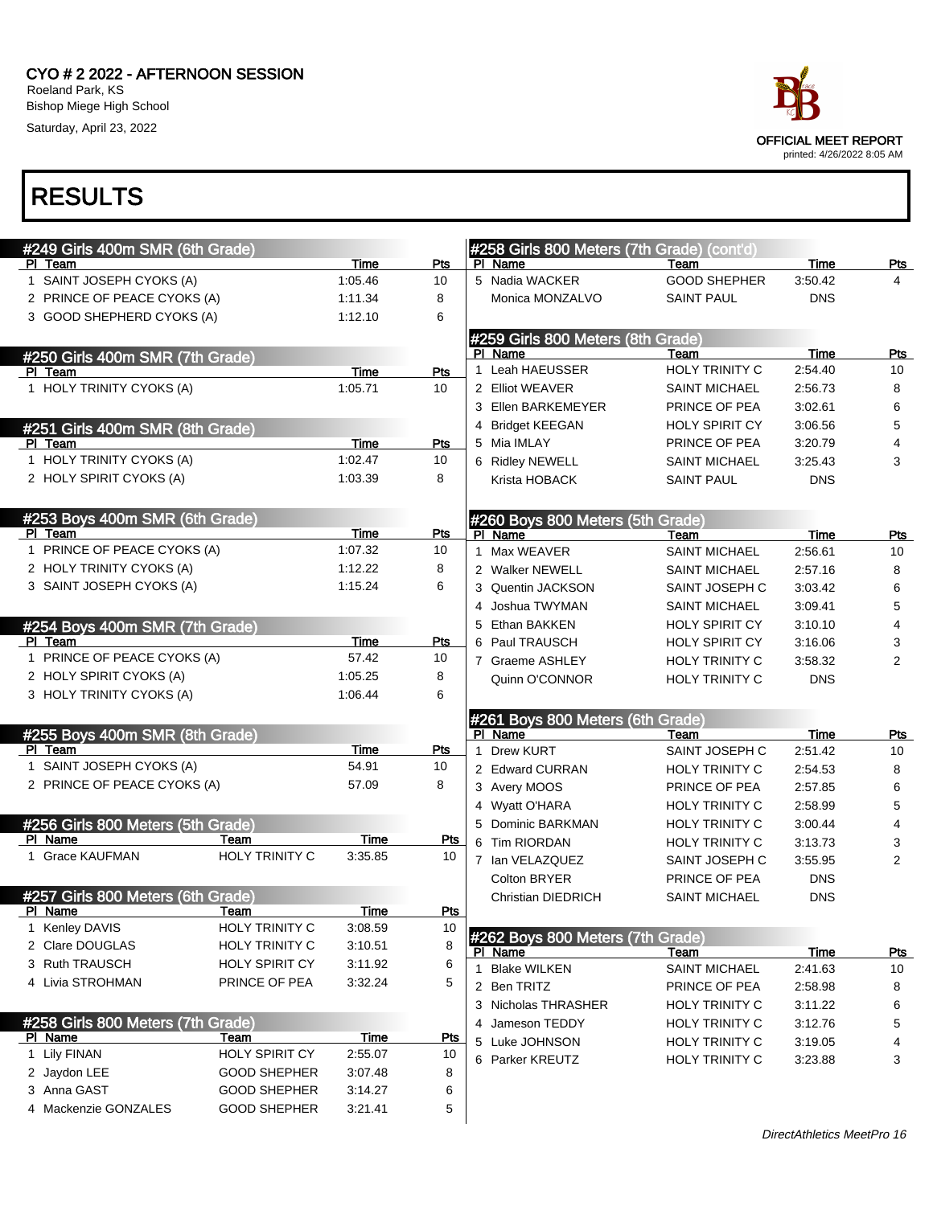## CYO # 2 2022 - AFTERNOON SESSION

Roeland Park, KS
Bishop Miege High School
Saturday, April 23, 2022

OFFICIAL MEET REPORT
printed: 4/26/2022 8:05 AM

# RESULTS

### #249 Girls 400m SMR (6th Grade)

| Pl | Team | Time | Pts |
|---|---|---|---|
| 1 | SAINT JOSEPH CYOKS (A) | 1:05.46 | 10 |
| 2 | PRINCE OF PEACE CYOKS (A) | 1:11.34 | 8 |
| 3 | GOOD SHEPHERD CYOKS (A) | 1:12.10 | 6 |

### #250 Girls 400m SMR (7th Grade)

| Pl | Team | Time | Pts |
|---|---|---|---|
| 1 | HOLY TRINITY CYOKS (A) | 1:05.71 | 10 |

### #251 Girls 400m SMR (8th Grade)

| Pl | Team | Time | Pts |
|---|---|---|---|
| 1 | HOLY TRINITY CYOKS (A) | 1:02.47 | 10 |
| 2 | HOLY SPIRIT CYOKS (A) | 1:03.39 | 8 |

### #253 Boys 400m SMR (6th Grade)

| Pl | Team | Time | Pts |
|---|---|---|---|
| 1 | PRINCE OF PEACE CYOKS (A) | 1:07.32 | 10 |
| 2 | HOLY TRINITY CYOKS (A) | 1:12.22 | 8 |
| 3 | SAINT JOSEPH CYOKS (A) | 1:15.24 | 6 |

### #254 Boys 400m SMR (7th Grade)

| Pl | Team | Time | Pts |
|---|---|---|---|
| 1 | PRINCE OF PEACE CYOKS (A) | 57.42 | 10 |
| 2 | HOLY SPIRIT CYOKS (A) | 1:05.25 | 8 |
| 3 | HOLY TRINITY CYOKS (A) | 1:06.44 | 6 |

### #255 Boys 400m SMR (8th Grade)

| Pl | Team | Time | Pts |
|---|---|---|---|
| 1 | SAINT JOSEPH CYOKS (A) | 54.91 | 10 |
| 2 | PRINCE OF PEACE CYOKS (A) | 57.09 | 8 |

### #256 Girls 800 Meters (5th Grade)

| Pl | Name | Team | Time | Pts |
|---|---|---|---|---|
| 1 | Grace KAUFMAN | HOLY TRINITY C | 3:35.85 | 10 |

### #257 Girls 800 Meters (6th Grade)

| Pl | Name | Team | Time | Pts |
|---|---|---|---|---|
| 1 | Kenley DAVIS | HOLY TRINITY C | 3:08.59 | 10 |
| 2 | Clare DOUGLAS | HOLY TRINITY C | 3:10.51 | 8 |
| 3 | Ruth TRAUSCH | HOLY SPIRIT CY | 3:11.92 | 6 |
| 4 | Livia STROHMAN | PRINCE OF PEA | 3:32.24 | 5 |

### #258 Girls 800 Meters (7th Grade)

| Pl | Name | Team | Time | Pts |
|---|---|---|---|---|
| 1 | Lily FINAN | HOLY SPIRIT CY | 2:55.07 | 10 |
| 2 | Jaydon LEE | GOOD SHEPHER | 3:07.48 | 8 |
| 3 | Anna GAST | GOOD SHEPHER | 3:14.27 | 6 |
| 4 | Mackenzie GONZALES | GOOD SHEPHER | 3:21.41 | 5 |
| 5 | Nadia WACKER | GOOD SHEPHER | 3:50.42 | 4 |
| | Monica MONZALVO | SAINT PAUL | DNS | |

### #259 Girls 800 Meters (8th Grade)

| Pl | Name | Team | Time | Pts |
|---|---|---|---|---|
| 1 | Leah HAEUSSER | HOLY TRINITY C | 2:54.40 | 10 |
| 2 | Elliot WEAVER | SAINT MICHAEL | 2:56.73 | 8 |
| 3 | Ellen BARKEMEYER | PRINCE OF PEA | 3:02.61 | 6 |
| 4 | Bridget KEEGAN | HOLY SPIRIT CY | 3:06.56 | 5 |
| 5 | Mia IMLAY | PRINCE OF PEA | 3:20.79 | 4 |
| 6 | Ridley NEWELL | SAINT MICHAEL | 3:25.43 | 3 |
| | Krista HOBACK | SAINT PAUL | DNS | |

### #260 Boys 800 Meters (5th Grade)

| Pl | Name | Team | Time | Pts |
|---|---|---|---|---|
| 1 | Max WEAVER | SAINT MICHAEL | 2:56.61 | 10 |
| 2 | Walker NEWELL | SAINT MICHAEL | 2:57.16 | 8 |
| 3 | Quentin JACKSON | SAINT JOSEPH C | 3:03.42 | 6 |
| 4 | Joshua TWYMAN | SAINT MICHAEL | 3:09.41 | 5 |
| 5 | Ethan BAKKEN | HOLY SPIRIT CY | 3:10.10 | 4 |
| 6 | Paul TRAUSCH | HOLY SPIRIT CY | 3:16.06 | 3 |
| 7 | Graeme ASHLEY | HOLY TRINITY C | 3:58.32 | 2 |
| | Quinn O'CONNOR | HOLY TRINITY C | DNS | |

### #261 Boys 800 Meters (6th Grade)

| Pl | Name | Team | Time | Pts |
|---|---|---|---|---|
| 1 | Drew KURT | SAINT JOSEPH C | 2:51.42 | 10 |
| 2 | Edward CURRAN | HOLY TRINITY C | 2:54.53 | 8 |
| 3 | Avery MOOS | PRINCE OF PEA | 2:57.85 | 6 |
| 4 | Wyatt O'HARA | HOLY TRINITY C | 2:58.99 | 5 |
| 5 | Dominic BARKMAN | HOLY TRINITY C | 3:00.44 | 4 |
| 6 | Tim RIORDAN | HOLY TRINITY C | 3:13.73 | 3 |
| 7 | Ian VELAZQUEZ | SAINT JOSEPH C | 3:55.95 | 2 |
| | Colton BRYER | PRINCE OF PEA | DNS | |
| | Christian DIEDRICH | SAINT MICHAEL | DNS | |

### #262 Boys 800 Meters (7th Grade)

| Pl | Name | Team | Time | Pts |
|---|---|---|---|---|
| 1 | Blake WILKEN | SAINT MICHAEL | 2:41.63 | 10 |
| 2 | Ben TRITZ | PRINCE OF PEA | 2:58.98 | 8 |
| 3 | Nicholas THRASHER | HOLY TRINITY C | 3:11.22 | 6 |
| 4 | Jameson TEDDY | HOLY TRINITY C | 3:12.76 | 5 |
| 5 | Luke JOHNSON | HOLY TRINITY C | 3:19.05 | 4 |
| 6 | Parker KREUTZ | HOLY TRINITY C | 3:23.88 | 3 |

*DirectAthletics MeetPro 16*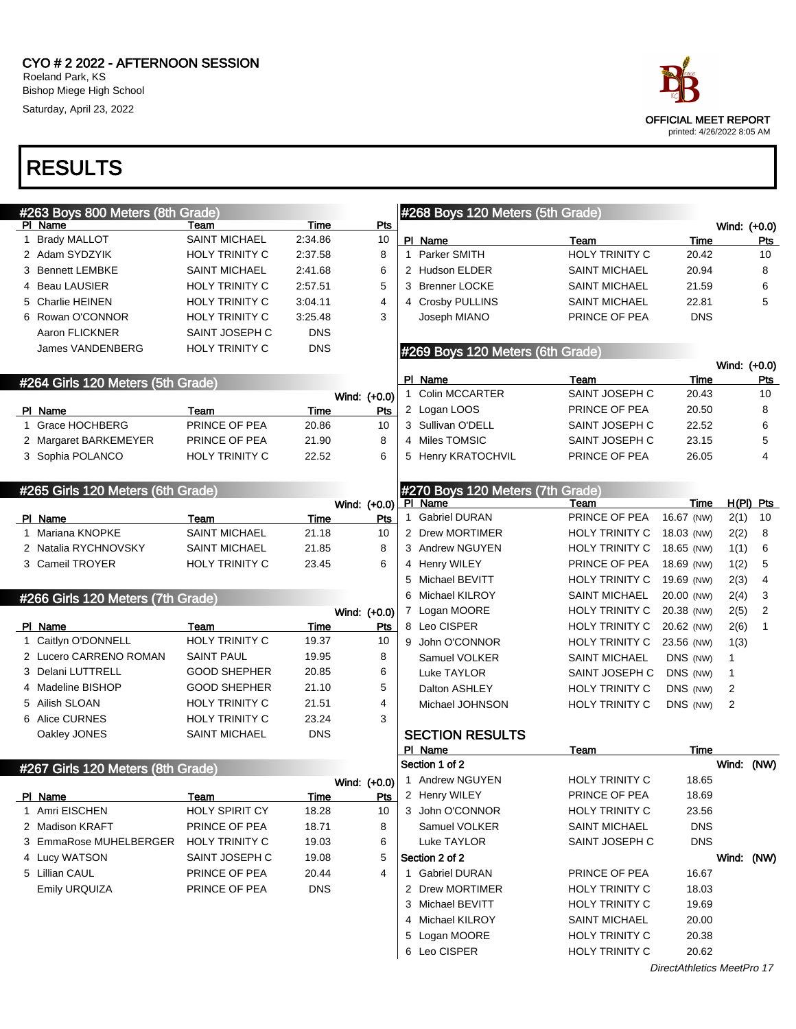CYO # 2 2022 - AFTERNOON SESSION
Roeland Park, KS
Bishop Miege High School
Saturday, April 23, 2022

OFFICIAL MEET REPORT
printed: 4/26/2022 8:05 AM

# RESULTS

## #263 Boys 800 Meters (8th Grade)

| Pl | Name | Team | Time | Pts |
|---|---|---|---|---|
| 1 | Brady MALLOT | SAINT MICHAEL | 2:34.86 | 10 |
| 2 | Adam SYDZYIK | HOLY TRINITY C | 2:37.58 | 8 |
| 3 | Bennett LEMBKE | SAINT MICHAEL | 2:41.68 | 6 |
| 4 | Beau LAUSIER | HOLY TRINITY C | 2:57.51 | 5 |
| 5 | Charlie HEINEN | HOLY TRINITY C | 3:04.11 | 4 |
| 6 | Rowan O'CONNOR | HOLY TRINITY C | 3:25.48 | 3 |
| | Aaron FLICKNER | SAINT JOSEPH C | DNS | |
| | James VANDENBERG | HOLY TRINITY C | DNS | |

## #264 Girls 120 Meters (5th Grade)

Wind: (+0.0)

| Pl | Name | Team | Time | Pts |
|---|---|---|---|---|
| 1 | Grace HOCHBERG | PRINCE OF PEA | 20.86 | 10 |
| 2 | Margaret BARKEMEYER | PRINCE OF PEA | 21.90 | 8 |
| 3 | Sophia POLANCO | HOLY TRINITY C | 22.52 | 6 |

## #265 Girls 120 Meters (6th Grade)

Wind: (+0.0)

| Pl | Name | Team | Time | Pts |
|---|---|---|---|---|
| 1 | Mariana KNOPKE | SAINT MICHAEL | 21.18 | 10 |
| 2 | Natalia RYCHNOVSKY | SAINT MICHAEL | 21.85 | 8 |
| 3 | Cameil TROYER | HOLY TRINITY C | 23.45 | 6 |

## #266 Girls 120 Meters (7th Grade)

Wind: (+0.0)

| Pl | Name | Team | Time | Pts |
|---|---|---|---|---|
| 1 | Caitlyn O'DONNELL | HOLY TRINITY C | 19.37 | 10 |
| 2 | Lucero CARRENO ROMAN | SAINT PAUL | 19.95 | 8 |
| 3 | Delani LUTTRELL | GOOD SHEPHER | 20.85 | 6 |
| 4 | Madeline BISHOP | GOOD SHEPHER | 21.10 | 5 |
| 5 | Ailish SLOAN | HOLY TRINITY C | 21.51 | 4 |
| 6 | Alice CURNES | HOLY TRINITY C | 23.24 | 3 |
| | Oakley JONES | SAINT MICHAEL | DNS | |

## #267 Girls 120 Meters (8th Grade)

Wind: (+0.0)

| Pl | Name | Team | Time | Pts |
|---|---|---|---|---|
| 1 | Amri EISCHEN | HOLY SPIRIT CY | 18.28 | 10 |
| 2 | Madison KRAFT | PRINCE OF PEA | 18.71 | 8 |
| 3 | EmmaRose MUHELBERGER | HOLY TRINITY C | 19.03 | 6 |
| 4 | Lucy WATSON | SAINT JOSEPH C | 19.08 | 5 |
| 5 | Lillian CAUL | PRINCE OF PEA | 20.44 | 4 |
| | Emily URQUIZA | PRINCE OF PEA | DNS | |

## #268 Boys 120 Meters (5th Grade)

Wind: (+0.0)

| Pl | Name | Team | Time | Pts |
|---|---|---|---|---|
| 1 | Parker SMITH | HOLY TRINITY C | 20.42 | 10 |
| 2 | Hudson ELDER | SAINT MICHAEL | 20.94 | 8 |
| 3 | Brenner LOCKE | SAINT MICHAEL | 21.59 | 6 |
| 4 | Crosby PULLINS | SAINT MICHAEL | 22.81 | 5 |
| | Joseph MIANO | PRINCE OF PEA | DNS | |

## #269 Boys 120 Meters (6th Grade)

Wind: (+0.0)

| Pl | Name | Team | Time | Pts |
|---|---|---|---|---|
| 1 | Colin MCCARTER | SAINT JOSEPH C | 20.43 | 10 |
| 2 | Logan LOOS | PRINCE OF PEA | 20.50 | 8 |
| 3 | Sullivan O'DELL | SAINT JOSEPH C | 22.52 | 6 |
| 4 | Miles TOMSIC | SAINT JOSEPH C | 23.15 | 5 |
| 5 | Henry KRATOCHVIL | PRINCE OF PEA | 26.05 | 4 |

## #270 Boys 120 Meters (7th Grade)

| Pl | Name | Team | Time | H(Pl) | Pts |
|---|---|---|---|---|---|
| 1 | Gabriel DURAN | PRINCE OF PEA | 16.67 (NW) | 2(1) | 10 |
| 2 | Drew MORTIMER | HOLY TRINITY C | 18.03 (NW) | 2(2) | 8 |
| 3 | Andrew NGUYEN | HOLY TRINITY C | 18.65 (NW) | 1(1) | 6 |
| 4 | Henry WILEY | PRINCE OF PEA | 18.69 (NW) | 1(2) | 5 |
| 5 | Michael BEVITT | HOLY TRINITY C | 19.69 (NW) | 2(3) | 4 |
| 6 | Michael KILROY | SAINT MICHAEL | 20.00 (NW) | 2(4) | 3 |
| 7 | Logan MOORE | HOLY TRINITY C | 20.38 (NW) | 2(5) | 2 |
| 8 | Leo CISPER | HOLY TRINITY C | 20.62 (NW) | 2(6) | 1 |
| 9 | John O'CONNOR | HOLY TRINITY C | 23.56 (NW) | 1(3) | |
| | Samuel VOLKER | SAINT MICHAEL | DNS (NW) | 1 | |
| | Luke TAYLOR | SAINT JOSEPH C | DNS (NW) | 1 | |
| | Dalton ASHLEY | HOLY TRINITY C | DNS (NW) | 2 | |
| | Michael JOHNSON | HOLY TRINITY C | DNS (NW) | 2 | |

### SECTION RESULTS

| Pl | Name | Team | Time |
|---|---|---|---|
| **Section 1 of 2** | | | Wind: (NW) |
| 1 | Andrew NGUYEN | HOLY TRINITY C | 18.65 |
| 2 | Henry WILEY | PRINCE OF PEA | 18.69 |
| 3 | John O'CONNOR | HOLY TRINITY C | 23.56 |
| | Samuel VOLKER | SAINT MICHAEL | DNS |
| | Luke TAYLOR | SAINT JOSEPH C | DNS |
| **Section 2 of 2** | | | Wind: (NW) |
| 1 | Gabriel DURAN | PRINCE OF PEA | 16.67 |
| 2 | Drew MORTIMER | HOLY TRINITY C | 18.03 |
| 3 | Michael BEVITT | HOLY TRINITY C | 19.69 |
| 4 | Michael KILROY | SAINT MICHAEL | 20.00 |
| 5 | Logan MOORE | HOLY TRINITY C | 20.38 |
| 6 | Leo CISPER | HOLY TRINITY C | 20.62 |

*DirectAthletics MeetPro 17*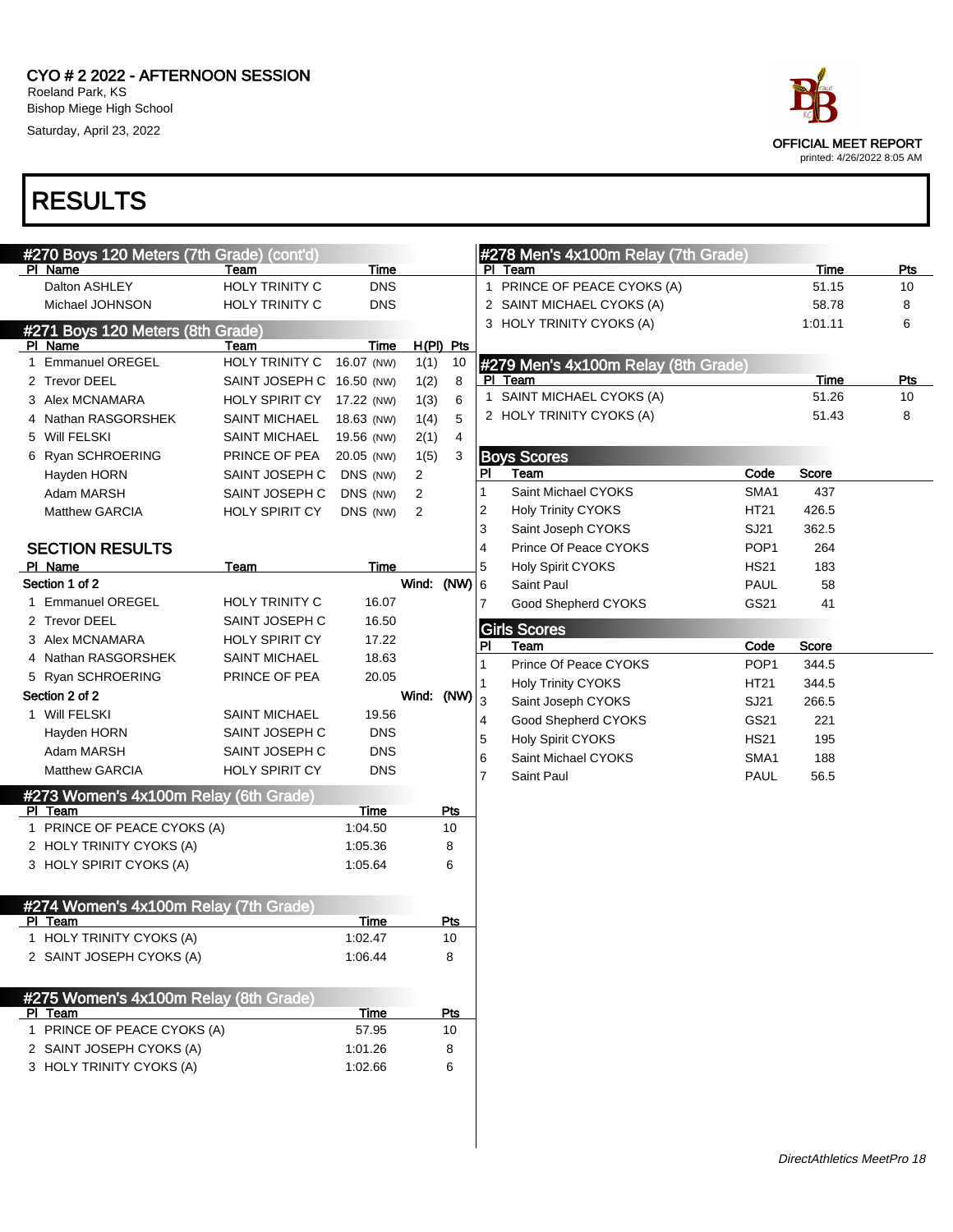# CYO # 2 2022 - AFTERNOON SESSION

Roeland Park, KS
Bishop Miege High School
Saturday, April 23, 2022

OFFICIAL MEET REPORT
printed: 4/26/2022 8:05 AM

# RESULTS

## #270 Boys 120 Meters (7th Grade) (cont'd)

| Pl | Name | Team | Time |
|---|---|---|---|
| | Dalton ASHLEY | HOLY TRINITY C | DNS |
| | Michael JOHNSON | HOLY TRINITY C | DNS |

## #271 Boys 120 Meters (8th Grade)

| Pl | Name | Team | Time | | H(Pl) | Pts |
|---|---|---|---|---|---|---|
| 1 | Emmanuel OREGEL | HOLY TRINITY C | 16.07 | (NW) | 1(1) | 10 |
| 2 | Trevor DEEL | SAINT JOSEPH C | 16.50 | (NW) | 1(2) | 8 |
| 3 | Alex MCNAMARA | HOLY SPIRIT CY | 17.22 | (NW) | 1(3) | 6 |
| 4 | Nathan RASGORSHEK | SAINT MICHAEL | 18.63 | (NW) | 1(4) | 5 |
| 5 | Will FELSKI | SAINT MICHAEL | 19.56 | (NW) | 2(1) | 4 |
| 6 | Ryan SCHROERING | PRINCE OF PEA | 20.05 | (NW) | 1(5) | 3 |
| | Hayden HORN | SAINT JOSEPH C | DNS | (NW) | 2 | |
| | Adam MARSH | SAINT JOSEPH C | DNS | (NW) | 2 | |
| | Matthew GARCIA | HOLY SPIRIT CY | DNS | (NW) | 2 | |

### SECTION RESULTS

| Pl | Name | Team | Time |
|---|---|---|---|
| **Section 1 of 2** | | | Wind: (NW) |
| 1 | Emmanuel OREGEL | HOLY TRINITY C | 16.07 |
| 2 | Trevor DEEL | SAINT JOSEPH C | 16.50 |
| 3 | Alex MCNAMARA | HOLY SPIRIT CY | 17.22 |
| 4 | Nathan RASGORSHEK | SAINT MICHAEL | 18.63 |
| 5 | Ryan SCHROERING | PRINCE OF PEA | 20.05 |
| **Section 2 of 2** | | | Wind: (NW) |
| 1 | Will FELSKI | SAINT MICHAEL | 19.56 |
| | Hayden HORN | SAINT JOSEPH C | DNS |
| | Adam MARSH | SAINT JOSEPH C | DNS |
| | Matthew GARCIA | HOLY SPIRIT CY | DNS |

## #273 Women's 4x100m Relay (6th Grade)

| Pl | Team | Time | Pts |
|---|---|---|---|
| 1 | PRINCE OF PEACE CYOKS (A) | 1:04.50 | 10 |
| 2 | HOLY TRINITY CYOKS (A) | 1:05.36 | 8 |
| 3 | HOLY SPIRIT CYOKS (A) | 1:05.64 | 6 |

## #274 Women's 4x100m Relay (7th Grade)

| Pl | Team | Time | Pts |
|---|---|---|---|
| 1 | HOLY TRINITY CYOKS (A) | 1:02.47 | 10 |
| 2 | SAINT JOSEPH CYOKS (A) | 1:06.44 | 8 |

## #275 Women's 4x100m Relay (8th Grade)

| Pl | Team | Time | Pts |
|---|---|---|---|
| 1 | PRINCE OF PEACE CYOKS (A) | 57.95 | 10 |
| 2 | SAINT JOSEPH CYOKS (A) | 1:01.26 | 8 |
| 3 | HOLY TRINITY CYOKS (A) | 1:02.66 | 6 |

## #278 Men's 4x100m Relay (7th Grade)

| Pl | Team | Time | Pts |
|---|---|---|---|
| 1 | PRINCE OF PEACE CYOKS (A) | 51.15 | 10 |
| 2 | SAINT MICHAEL CYOKS (A) | 58.78 | 8 |
| 3 | HOLY TRINITY CYOKS (A) | 1:01.11 | 6 |

## #279 Men's 4x100m Relay (8th Grade)

| Pl | Team | Time | Pts |
|---|---|---|---|
| 1 | SAINT MICHAEL CYOKS (A) | 51.26 | 10 |
| 2 | HOLY TRINITY CYOKS (A) | 51.43 | 8 |

## Boys Scores

| Pl | Team | Code | Score |
|---|---|---|---|
| 1 | Saint Michael CYOKS | SMA1 | 437 |
| 2 | Holy Trinity CYOKS | HT21 | 426.5 |
| 3 | Saint Joseph CYOKS | SJ21 | 362.5 |
| 4 | Prince Of Peace CYOKS | POP1 | 264 |
| 5 | Holy Spirit CYOKS | HS21 | 183 |
| 6 | Saint Paul | PAUL | 58 |
| 7 | Good Shepherd CYOKS | GS21 | 41 |

## Girls Scores

| Pl | Team | Code | Score |
|---|---|---|---|
| 1 | Prince Of Peace CYOKS | POP1 | 344.5 |
| 1 | Holy Trinity CYOKS | HT21 | 344.5 |
| 3 | Saint Joseph CYOKS | SJ21 | 266.5 |
| 4 | Good Shepherd CYOKS | GS21 | 221 |
| 5 | Holy Spirit CYOKS | HS21 | 195 |
| 6 | Saint Michael CYOKS | SMA1 | 188 |
| 7 | Saint Paul | PAUL | 56.5 |

*DirectAthletics MeetPro 18*